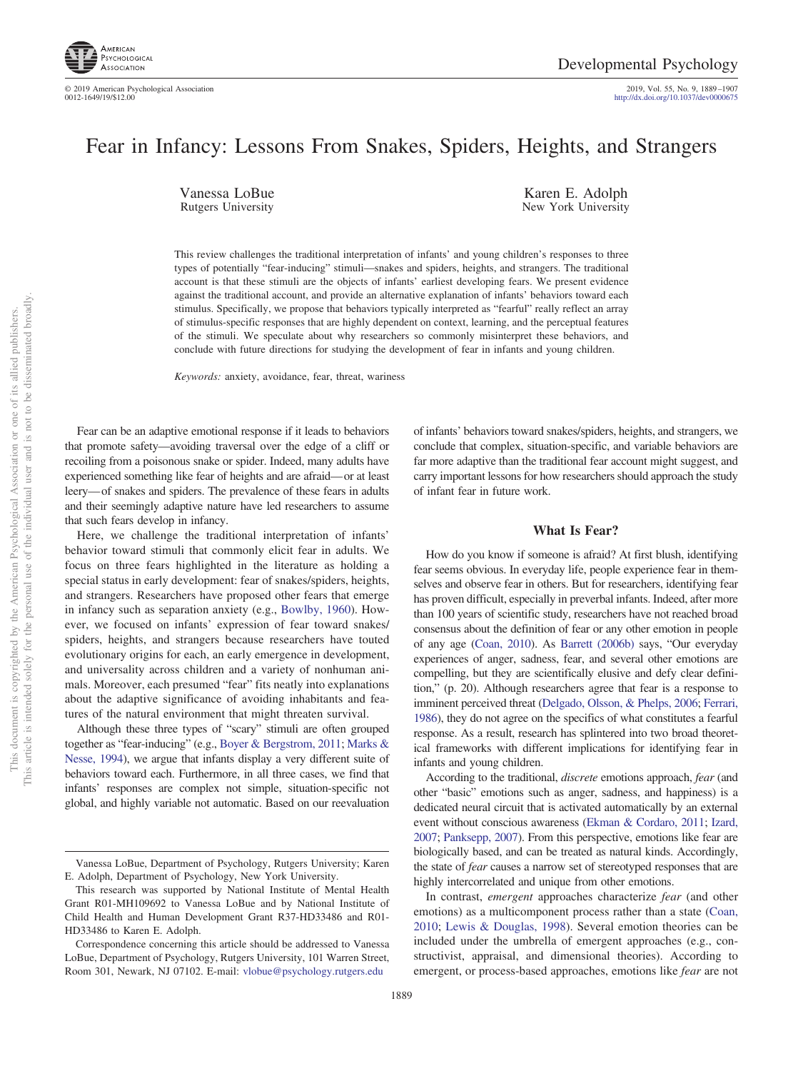# Fear in Infancy: Lessons From Snakes, Spiders, Heights, and Strangers

Vanessa LoBue
Rutgers University

Karen E. Adolph
New York University

This review challenges the traditional interpretation of infants' and young children's responses to three types of potentially "fear-inducing" stimuli—snakes and spiders, heights, and strangers. The traditional account is that these stimuli are the objects of infants' earliest developing fears. We present evidence against the traditional account, and provide an alternative explanation of infants' behaviors toward each stimulus. Specifically, we propose that behaviors typically interpreted as "fearful" really reflect an array of stimulus-specific responses that are highly dependent on context, learning, and the perceptual features of the stimuli. We speculate about why researchers so commonly misinterpret these behaviors, and conclude with future directions for studying the development of fear in infants and young children.

*Keywords:* anxiety, avoidance, fear, threat, wariness

Fear can be an adaptive emotional response if it leads to behaviors that promote safety—avoiding traversal over the edge of a cliff or recoiling from a poisonous snake or spider. Indeed, many adults have experienced something like fear of heights and are afraid—or at least leery—of snakes and spiders. The prevalence of these fears in adults and their seemingly adaptive nature have led researchers to assume that such fears develop in infancy.

Here, we challenge the traditional interpretation of infants' behavior toward stimuli that commonly elicit fear in adults. We focus on three fears highlighted in the literature as holding a special status in early development: fear of snakes/spiders, heights, and strangers. Researchers have proposed other fears that emerge in infancy such as separation anxiety (e.g., Bowlby, 1960). However, we focused on infants' expression of fear toward snakes/spiders, heights, and strangers because researchers have touted evolutionary origins for each, an early emergence in development, and universality across children and a variety of nonhuman animals. Moreover, each presumed "fear" fits neatly into explanations about the adaptive significance of avoiding inhabitants and features of the natural environment that might threaten survival.

Although these three types of "scary" stimuli are often grouped together as "fear-inducing" (e.g., Boyer & Bergstrom, 2011; Marks & Nesse, 1994), we argue that infants display a very different suite of behaviors toward each. Furthermore, in all three cases, we find that infants' responses are complex not simple, situation-specific not global, and highly variable not automatic. Based on our reevaluation of infants' behaviors toward snakes/spiders, heights, and strangers, we conclude that complex, situation-specific, and variable behaviors are far more adaptive than the traditional fear account might suggest, and carry important lessons for how researchers should approach the study of infant fear in future work.

## What Is Fear?

How do you know if someone is afraid? At first blush, identifying fear seems obvious. In everyday life, people experience fear in themselves and observe fear in others. But for researchers, identifying fear has proven difficult, especially in preverbal infants. Indeed, after more than 100 years of scientific study, researchers have not reached broad consensus about the definition of fear or any other emotion in people of any age (Coan, 2010). As Barrett (2006b) says, "Our everyday experiences of anger, sadness, fear, and several other emotions are compelling, but they are scientifically elusive and defy clear definition," (p. 20). Although researchers agree that fear is a response to imminent perceived threat (Delgado, Olsson, & Phelps, 2006; Ferrari, 1986), they do not agree on the specifics of what constitutes a fearful response. As a result, research has splintered into two broad theoretical frameworks with different implications for identifying fear in infants and young children.

According to the traditional, *discrete* emotions approach, *fear* (and other "basic" emotions such as anger, sadness, and happiness) is a dedicated neural circuit that is activated automatically by an external event without conscious awareness (Ekman & Cordaro, 2011; Izard, 2007; Panksepp, 2007). From this perspective, emotions like fear are biologically based, and can be treated as natural kinds. Accordingly, the state of *fear* causes a narrow set of stereotyped responses that are highly intercorrelated and unique from other emotions.

In contrast, *emergent* approaches characterize *fear* (and other emotions) as a multicomponent process rather than a state (Coan, 2010; Lewis & Douglas, 1998). Several emotion theories can be included under the umbrella of emergent approaches (e.g., constructivist, appraisal, and dimensional theories). According to emergent, or process-based approaches, emotions like *fear* are not

---

Vanessa LoBue, Department of Psychology, Rutgers University; Karen E. Adolph, Department of Psychology, New York University.

This research was supported by National Institute of Mental Health Grant R01-MH109692 to Vanessa LoBue and by National Institute of Child Health and Human Development Grant R37-HD33486 and R01-HD33486 to Karen E. Adolph.

Correspondence concerning this article should be addressed to Vanessa LoBue, Department of Psychology, Rutgers University, 101 Warren Street, Room 301, Newark, NJ 07102. E-mail: vlobue@psychology.rutgers.edu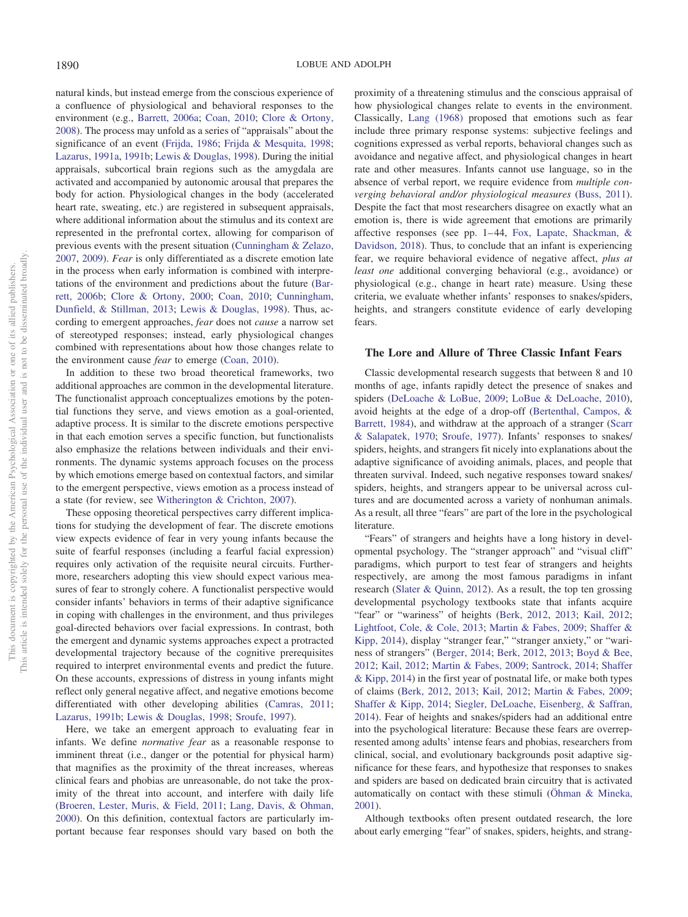natural kinds, but instead emerge from the conscious experience of a confluence of physiological and behavioral responses to the environment (e.g., Barrett, 2006a; Coan, 2010; Clore & Ortony, 2008). The process may unfold as a series of "appraisals" about the significance of an event (Frijda, 1986; Frijda & Mesquita, 1998; Lazarus, 1991a, 1991b; Lewis & Douglas, 1998). During the initial appraisals, subcortical brain regions such as the amygdala are activated and accompanied by autonomic arousal that prepares the body for action. Physiological changes in the body (accelerated heart rate, sweating, etc.) are registered in subsequent appraisals, where additional information about the stimulus and its context are represented in the prefrontal cortex, allowing for comparison of previous events with the present situation (Cunningham & Zelazo, 2007, 2009). *Fear* is only differentiated as a discrete emotion late in the process when early information is combined with interpretations of the environment and predictions about the future (Barrett, 2006b; Clore & Ortony, 2000; Coan, 2010; Cunningham, Dunfield, & Stillman, 2013; Lewis & Douglas, 1998). Thus, according to emergent approaches, *fear* does not *cause* a narrow set of stereotyped responses; instead, early physiological changes combined with representations about how those changes relate to the environment cause *fear* to emerge (Coan, 2010).

In addition to these two broad theoretical frameworks, two additional approaches are common in the developmental literature. The functionalist approach conceptualizes emotions by the potential functions they serve, and views emotion as a goal-oriented, adaptive process. It is similar to the discrete emotions perspective in that each emotion serves a specific function, but functionalists also emphasize the relations between individuals and their environments. The dynamic systems approach focuses on the process by which emotions emerge based on contextual factors, and similar to the emergent perspective, views emotion as a process instead of a state (for review, see Witherington & Crichton, 2007).

These opposing theoretical perspectives carry different implications for studying the development of fear. The discrete emotions view expects evidence of fear in very young infants because the suite of fearful responses (including a fearful facial expression) requires only activation of the requisite neural circuits. Furthermore, researchers adopting this view should expect various measures of fear to strongly cohere. A functionalist perspective would consider infants' behaviors in terms of their adaptive significance in coping with challenges in the environment, and thus privileges goal-directed behaviors over facial expressions. In contrast, both the emergent and dynamic systems approaches expect a protracted developmental trajectory because of the cognitive prerequisites required to interpret environmental events and predict the future. On these accounts, expressions of distress in young infants might reflect only general negative affect, and negative emotions become differentiated with other developing abilities (Camras, 2011; Lazarus, 1991b; Lewis & Douglas, 1998; Sroufe, 1997).

Here, we take an emergent approach to evaluating fear in infants. We define *normative fear* as a reasonable response to imminent threat (i.e., danger or the potential for physical harm) that magnifies as the proximity of the threat increases, whereas clinical fears and phobias are unreasonable, do not take the proximity of the threat into account, and interfere with daily life (Broeren, Lester, Muris, & Field, 2011; Lang, Davis, & Ohman, 2000). On this definition, contextual factors are particularly important because fear responses should vary based on both the proximity of a threatening stimulus and the conscious appraisal of how physiological changes relate to events in the environment. Classically, Lang (1968) proposed that emotions such as fear include three primary response systems: subjective feelings and cognitions expressed as verbal reports, behavioral changes such as avoidance and negative affect, and physiological changes in heart rate and other measures. Infants cannot use language, so in the absence of verbal report, we require evidence from *multiple converging behavioral and/or physiological measures* (Buss, 2011). Despite the fact that most researchers disagree on exactly what an emotion is, there is wide agreement that emotions are primarily affective responses (see pp. 1–44, Fox, Lapate, Shackman, & Davidson, 2018). Thus, to conclude that an infant is experiencing fear, we require behavioral evidence of negative affect, *plus at least one* additional converging behavioral (e.g., avoidance) or physiological (e.g., change in heart rate) measure. Using these criteria, we evaluate whether infants' responses to snakes/spiders, heights, and strangers constitute evidence of early developing fears.

## The Lore and Allure of Three Classic Infant Fears

Classic developmental research suggests that between 8 and 10 months of age, infants rapidly detect the presence of snakes and spiders (DeLoache & LoBue, 2009; LoBue & DeLoache, 2010), avoid heights at the edge of a drop-off (Bertenthal, Campos, & Barrett, 1984), and withdraw at the approach of a stranger (Scarr & Salapatek, 1970; Sroufe, 1977). Infants' responses to snakes/spiders, heights, and strangers fit nicely into explanations about the adaptive significance of avoiding animals, places, and people that threaten survival. Indeed, such negative responses toward snakes/spiders, heights, and strangers appear to be universal across cultures and are documented across a variety of nonhuman animals. As a result, all three "fears" are part of the lore in the psychological literature.

"Fears" of strangers and heights have a long history in developmental psychology. The "stranger approach" and "visual cliff" paradigms, which purport to test fear of strangers and heights respectively, are among the most famous paradigms in infant research (Slater & Quinn, 2012). As a result, the top ten grossing developmental psychology textbooks state that infants acquire "fear" or "wariness" of heights (Berk, 2012, 2013; Kail, 2012; Lightfoot, Cole, & Cole, 2013; Martin & Fabes, 2009; Shaffer & Kipp, 2014), display "stranger fear," "stranger anxiety," or "wariness of strangers" (Berger, 2014; Berk, 2012, 2013; Boyd & Bee, 2012; Kail, 2012; Martin & Fabes, 2009; Santrock, 2014; Shaffer & Kipp, 2014) in the first year of postnatal life, or make both types of claims (Berk, 2012, 2013; Kail, 2012; Martin & Fabes, 2009; Shaffer & Kipp, 2014; Siegler, DeLoache, Eisenberg, & Saffran, 2014). Fear of heights and snakes/spiders had an additional entre into the psychological literature: Because these fears are overrepresented among adults' intense fears and phobias, researchers from clinical, social, and evolutionary backgrounds posit adaptive significance for these fears, and hypothesize that responses to snakes and spiders are based on dedicated brain circuitry that is activated automatically on contact with these stimuli (Öhman & Mineka, 2001).

Although textbooks often present outdated research, the lore about early emerging "fear" of snakes, spiders, heights, and strang-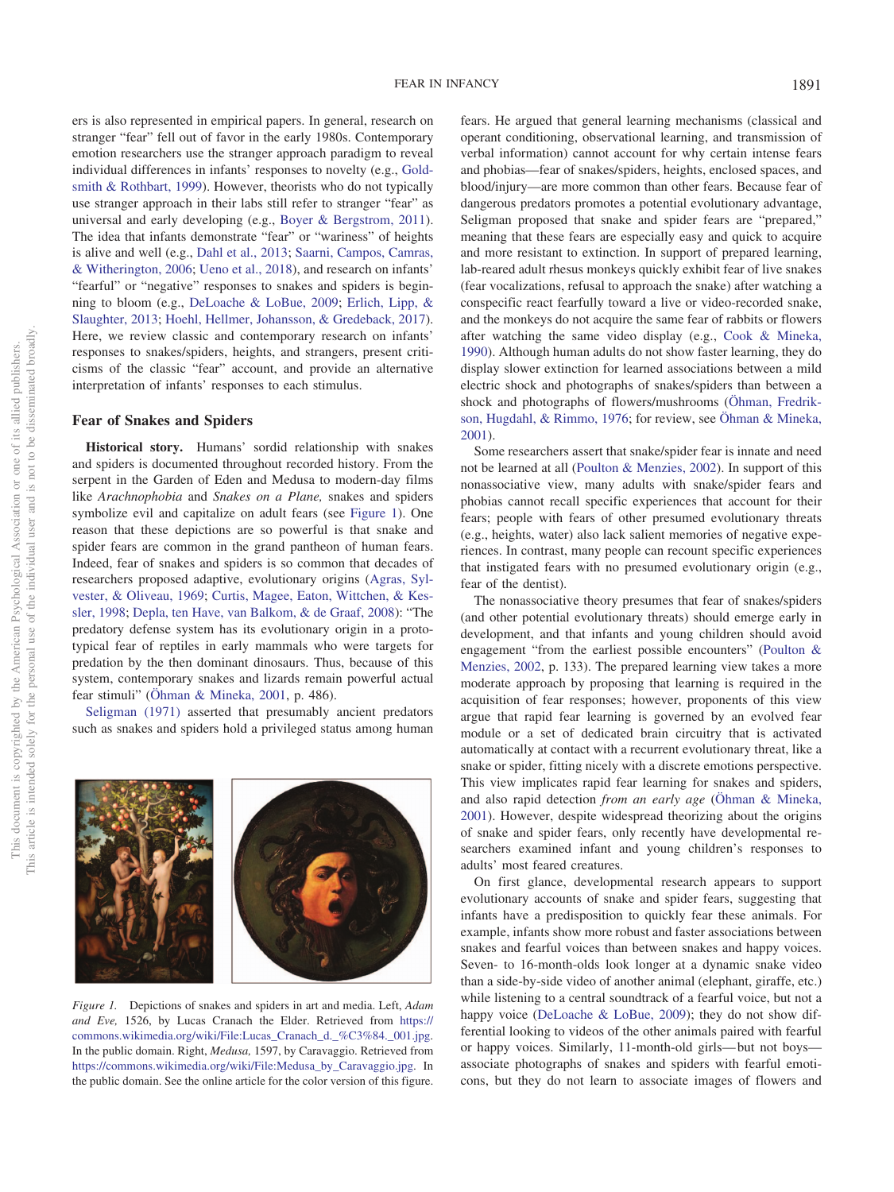ers is also represented in empirical papers. In general, research on stranger "fear" fell out of favor in the early 1980s. Contemporary emotion researchers use the stranger approach paradigm to reveal individual differences in infants' responses to novelty (e.g., Goldsmith & Rothbart, 1999). However, theorists who do not typically use stranger approach in their labs still refer to stranger "fear" as universal and early developing (e.g., Boyer & Bergstrom, 2011). The idea that infants demonstrate "fear" or "wariness" of heights is alive and well (e.g., Dahl et al., 2013; Saarni, Campos, Camras, & Witherington, 2006; Ueno et al., 2018), and research on infants' "fearful" or "negative" responses to snakes and spiders is beginning to bloom (e.g., DeLoache & LoBue, 2009; Erlich, Lipp, & Slaughter, 2013; Hoehl, Hellmer, Johansson, & Gredeback, 2017). Here, we review classic and contemporary research on infants' responses to snakes/spiders, heights, and strangers, present criticisms of the classic "fear" account, and provide an alternative interpretation of infants' responses to each stimulus.

## Fear of Snakes and Spiders

**Historical story.** Humans' sordid relationship with snakes and spiders is documented throughout recorded history. From the serpent in the Garden of Eden and Medusa to modern-day films like *Arachnophobia* and *Snakes on a Plane,* snakes and spiders symbolize evil and capitalize on adult fears (see Figure 1). One reason that these depictions are so powerful is that snake and spider fears are common in the grand pantheon of human fears. Indeed, fear of snakes and spiders is so common that decades of researchers proposed adaptive, evolutionary origins (Agras, Sylvester, & Oliveau, 1969; Curtis, Magee, Eaton, Wittchen, & Kessler, 1998; Depla, ten Have, van Balkom, & de Graaf, 2008): "The predatory defense system has its evolutionary origin in a prototypical fear of reptiles in early mammals who were targets for predation by the then dominant dinosaurs. Thus, because of this system, contemporary snakes and lizards remain powerful actual fear stimuli" (Öhman & Mineka, 2001, p. 486).

Seligman (1971) asserted that presumably ancient predators such as snakes and spiders hold a privileged status among human fears. He argued that general learning mechanisms (classical and operant conditioning, observational learning, and transmission of verbal information) cannot account for why certain intense fears and phobias—fear of snakes/spiders, heights, enclosed spaces, and blood/injury—are more common than other fears. Because fear of dangerous predators promotes a potential evolutionary advantage, Seligman proposed that snake and spider fears are "prepared," meaning that these fears are especially easy and quick to acquire and more resistant to extinction. In support of prepared learning, lab-reared adult rhesus monkeys quickly exhibit fear of live snakes (fear vocalizations, refusal to approach the snake) after watching a conspecific react fearfully toward a live or video-recorded snake, and the monkeys do not acquire the same fear of rabbits or flowers after watching the same video display (e.g., Cook & Mineka, 1990). Although human adults do not show faster learning, they do display slower extinction for learned associations between a mild electric shock and photographs of snakes/spiders than between a shock and photographs of flowers/mushrooms (Öhman, Fredrikson, Hugdahl, & Rimmo, 1976; for review, see Öhman & Mineka, 2001).

Some researchers assert that snake/spider fear is innate and need not be learned at all (Poulton & Menzies, 2002). In support of this nonassociative view, many adults with snake/spider fears and phobias cannot recall specific experiences that account for their fears; people with fears of other presumed evolutionary threats (e.g., heights, water) also lack salient memories of negative experiences. In contrast, many people can recount specific experiences that instigated fears with no presumed evolutionary origin (e.g., fear of the dentist).

The nonassociative theory presumes that fear of snakes/spiders (and other potential evolutionary threats) should emerge early in development, and that infants and young children should avoid engagement "from the earliest possible encounters" (Poulton & Menzies, 2002, p. 133). The prepared learning view takes a more moderate approach by proposing that learning is required in the acquisition of fear responses; however, proponents of this view argue that rapid fear learning is governed by an evolved fear module or a set of dedicated brain circuitry that is activated automatically at contact with a recurrent evolutionary threat, like a snake or spider, fitting nicely with a discrete emotions perspective. This view implicates rapid fear learning for snakes and spiders, and also rapid detection *from an early age* (Öhman & Mineka, 2001). However, despite widespread theorizing about the origins of snake and spider fears, only recently have developmental researchers examined infant and young children's responses to adults' most feared creatures.

On first glance, developmental research appears to support evolutionary accounts of snake and spider fears, suggesting that infants have a predisposition to quickly fear these animals. For example, infants show more robust and faster associations between snakes and fearful voices than between snakes and happy voices. Seven- to 16-month-olds look longer at a dynamic snake video than a side-by-side video of another animal (elephant, giraffe, etc.) while listening to a central soundtrack of a fearful voice, but not a happy voice (DeLoache & LoBue, 2009); they do not show differential looking to videos of the other animals paired with fearful or happy voices. Similarly, 11-month-old girls—but not boys—associate photographs of snakes and spiders with fearful emoticons, but they do not learn to associate images of flowers and

*Figure 1.* Depictions of snakes and spiders in art and media. Left, *Adam and Eve,* 1526, by Lucas Cranach the Elder. Retrieved from https://commons.wikimedia.org/wiki/File:Lucas_Cranach_d._%C3%84._001.jpg. In the public domain. Right, *Medusa,* 1597, by Caravaggio. Retrieved from https://commons.wikimedia.org/wiki/File:Medusa_by_Caravaggio.jpg. In the public domain. See the online article for the color version of this figure.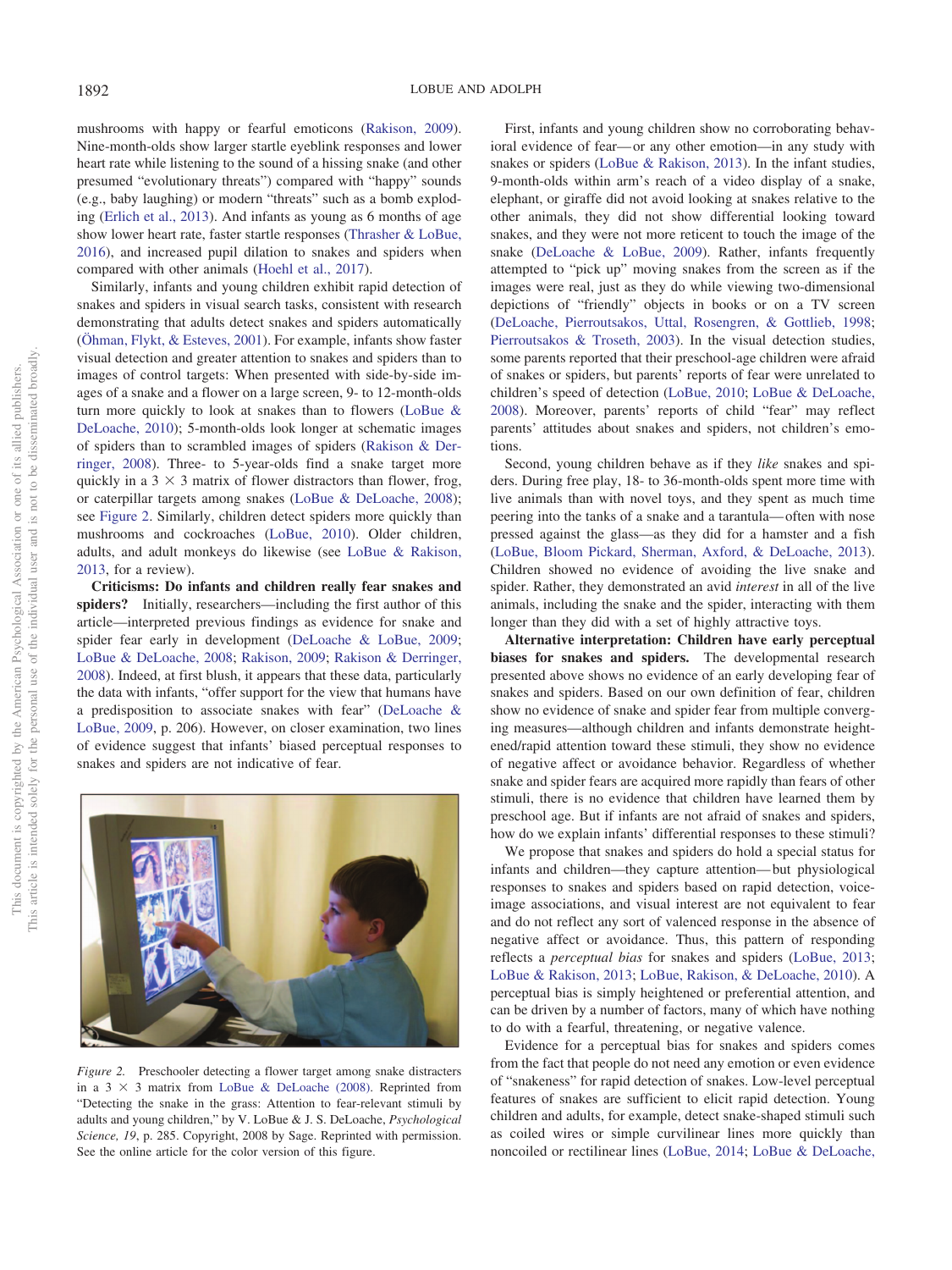mushrooms with happy or fearful emoticons (Rakison, 2009). Nine-month-olds show larger startle eyeblink responses and lower heart rate while listening to the sound of a hissing snake (and other presumed "evolutionary threats") compared with "happy" sounds (e.g., baby laughing) or modern "threats" such as a bomb exploding (Erlich et al., 2013). And infants as young as 6 months of age show lower heart rate, faster startle responses (Thrasher & LoBue, 2016), and increased pupil dilation to snakes and spiders when compared with other animals (Hoehl et al., 2017).

Similarly, infants and young children exhibit rapid detection of snakes and spiders in visual search tasks, consistent with research demonstrating that adults detect snakes and spiders automatically (Öhman, Flykt, & Esteves, 2001). For example, infants show faster visual detection and greater attention to snakes and spiders than to images of control targets: When presented with side-by-side images of a snake and a flower on a large screen, 9- to 12-month-olds turn more quickly to look at snakes than to flowers (LoBue & DeLoache, 2010); 5-month-olds look longer at schematic images of spiders than to scrambled images of spiders (Rakison & Derringer, 2008). Three- to 5-year-olds find a snake target more quickly in a 3 × 3 matrix of flower distractors than flower, frog, or caterpillar targets among snakes (LoBue & DeLoache, 2008); see Figure 2. Similarly, children detect spiders more quickly than mushrooms and cockroaches (LoBue, 2010). Older children, adults, and adult monkeys do likewise (see LoBue & Rakison, 2013, for a review).

**Criticisms: Do infants and children really fear snakes and spiders?** Initially, researchers—including the first author of this article—interpreted previous findings as evidence for snake and spider fear early in development (DeLoache & LoBue, 2009; LoBue & DeLoache, 2008; Rakison, 2009; Rakison & Derringer, 2008). Indeed, at first blush, it appears that these data, particularly the data with infants, "offer support for the view that humans have a predisposition to associate snakes with fear" (DeLoache & LoBue, 2009, p. 206). However, on closer examination, two lines of evidence suggest that infants' biased perceptual responses to snakes and spiders are not indicative of fear.

*Figure 2.* Preschooler detecting a flower target among snake distracters in a 3 × 3 matrix from LoBue & DeLoache (2008). Reprinted from "Detecting the snake in the grass: Attention to fear-relevant stimuli by adults and young children," by V. LoBue & J. S. DeLoache, *Psychological Science, 19*, p. 285. Copyright, 2008 by Sage. Reprinted with permission. See the online article for the color version of this figure.

First, infants and young children show no corroborating behavioral evidence of fear—or any other emotion—in any study with snakes or spiders (LoBue & Rakison, 2013). In the infant studies, 9-month-olds within arm's reach of a video display of a snake, elephant, or giraffe did not avoid looking at snakes relative to the other animals, they did not show differential looking toward snakes, and they were not more reticent to touch the image of the snake (DeLoache & LoBue, 2009). Rather, infants frequently attempted to "pick up" moving snakes from the screen as if the images were real, just as they do while viewing two-dimensional depictions of "friendly" objects in books or on a TV screen (DeLoache, Pierroutsakos, Uttal, Rosengren, & Gottlieb, 1998; Pierroutsakos & Troseth, 2003). In the visual detection studies, some parents reported that their preschool-age children were afraid of snakes or spiders, but parents' reports of fear were unrelated to children's speed of detection (LoBue, 2010; LoBue & DeLoache, 2008). Moreover, parents' reports of child "fear" may reflect parents' attitudes about snakes and spiders, not children's emotions.

Second, young children behave as if they *like* snakes and spiders. During free play, 18- to 36-month-olds spent more time with live animals than with novel toys, and they spent as much time peering into the tanks of a snake and a tarantula—often with nose pressed against the glass—as they did for a hamster and a fish (LoBue, Bloom Pickard, Sherman, Axford, & DeLoache, 2013). Children showed no evidence of avoiding the live snake and spider. Rather, they demonstrated an avid *interest* in all of the live animals, including the snake and the spider, interacting with them longer than they did with a set of highly attractive toys.

**Alternative interpretation: Children have early perceptual biases for snakes and spiders.** The developmental research presented above shows no evidence of an early developing fear of snakes and spiders. Based on our own definition of fear, children show no evidence of snake and spider fear from multiple converging measures—although children and infants demonstrate heightened/rapid attention toward these stimuli, they show no evidence of negative affect or avoidance behavior. Regardless of whether snake and spider fears are acquired more rapidly than fears of other stimuli, there is no evidence that children have learned them by preschool age. But if infants are not afraid of snakes and spiders, how do we explain infants' differential responses to these stimuli?

We propose that snakes and spiders do hold a special status for infants and children—they capture attention—but physiological responses to snakes and spiders based on rapid detection, voice-image associations, and visual interest are not equivalent to fear and do not reflect any sort of valenced response in the absence of negative affect or avoidance. Thus, this pattern of responding reflects a *perceptual bias* for snakes and spiders (LoBue, 2013; LoBue & Rakison, 2013; LoBue, Rakison, & DeLoache, 2010). A perceptual bias is simply heightened or preferential attention, and can be driven by a number of factors, many of which have nothing to do with a fearful, threatening, or negative valence.

Evidence for a perceptual bias for snakes and spiders comes from the fact that people do not need any emotion or even evidence of "snakeness" for rapid detection of snakes. Low-level perceptual features of snakes are sufficient to elicit rapid detection. Young children and adults, for example, detect snake-shaped stimuli such as coiled wires or simple curvilinear lines more quickly than noncoiled or rectilinear lines (LoBue, 2014; LoBue & DeLoache,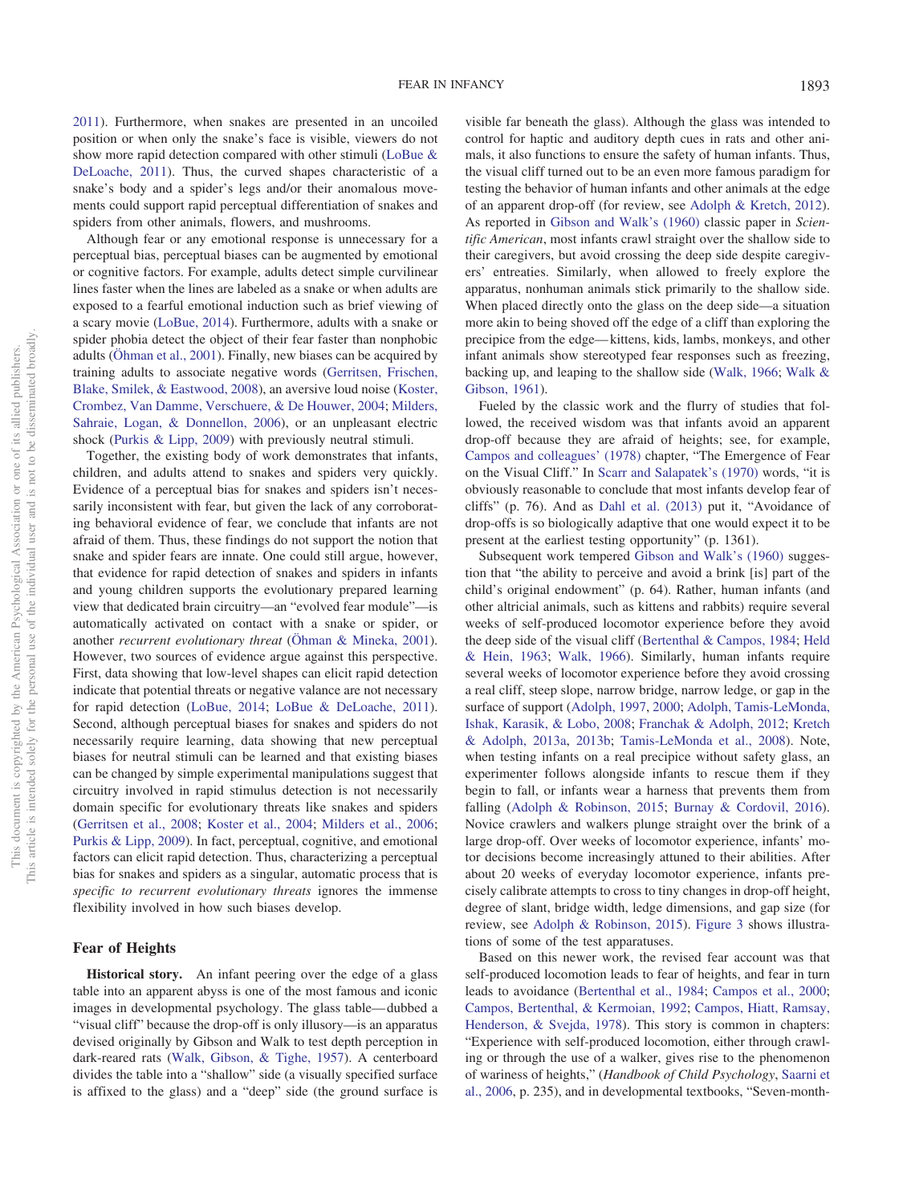2011). Furthermore, when snakes are presented in an uncoiled position or when only the snake's face is visible, viewers do not show more rapid detection compared with other stimuli (LoBue & DeLoache, 2011). Thus, the curved shapes characteristic of a snake's body and a spider's legs and/or their anomalous movements could support rapid perceptual differentiation of snakes and spiders from other animals, flowers, and mushrooms.

Although fear or any emotional response is unnecessary for a perceptual bias, perceptual biases can be augmented by emotional or cognitive factors. For example, adults detect simple curvilinear lines faster when the lines are labeled as a snake or when adults are exposed to a fearful emotional induction such as brief viewing of a scary movie (LoBue, 2014). Furthermore, adults with a snake or spider phobia detect the object of their fear faster than nonphobic adults (Öhman et al., 2001). Finally, new biases can be acquired by training adults to associate negative words (Gerritsen, Frischen, Blake, Smilek, & Eastwood, 2008), an aversive loud noise (Koster, Crombez, Van Damme, Verschuere, & De Houwer, 2004; Milders, Sahraie, Logan, & Donnellon, 2006), or an unpleasant electric shock (Purkis & Lipp, 2009) with previously neutral stimuli.

Together, the existing body of work demonstrates that infants, children, and adults attend to snakes and spiders very quickly. Evidence of a perceptual bias for snakes and spiders isn't necessarily inconsistent with fear, but given the lack of any corroborating behavioral evidence of fear, we conclude that infants are not afraid of them. Thus, these findings do not support the notion that snake and spider fears are innate. One could still argue, however, that evidence for rapid detection of snakes and spiders in infants and young children supports the evolutionary prepared learning view that dedicated brain circuitry—an "evolved fear module"—is automatically activated on contact with a snake or spider, or another *recurrent evolutionary threat* (Öhman & Mineka, 2001). However, two sources of evidence argue against this perspective. First, data showing that low-level shapes can elicit rapid detection indicate that potential threats or negative valance are not necessary for rapid detection (LoBue, 2014; LoBue & DeLoache, 2011). Second, although perceptual biases for snakes and spiders do not necessarily require learning, data showing that new perceptual biases for neutral stimuli can be learned and that existing biases can be changed by simple experimental manipulations suggest that circuitry involved in rapid stimulus detection is not necessarily domain specific for evolutionary threats like snakes and spiders (Gerritsen et al., 2008; Koster et al., 2004; Milders et al., 2006; Purkis & Lipp, 2009). In fact, perceptual, cognitive, and emotional factors can elicit rapid detection. Thus, characterizing a perceptual bias for snakes and spiders as a singular, automatic process that is *specific to recurrent evolutionary threats* ignores the immense flexibility involved in how such biases develop.

## Fear of Heights

**Historical story.** An infant peering over the edge of a glass table into an apparent abyss is one of the most famous and iconic images in developmental psychology. The glass table—dubbed a "visual cliff" because the drop-off is only illusory—is an apparatus devised originally by Gibson and Walk to test depth perception in dark-reared rats (Walk, Gibson, & Tighe, 1957). A centerboard divides the table into a "shallow" side (a visually specified surface is affixed to the glass) and a "deep" side (the ground surface is visible far beneath the glass). Although the glass was intended to control for haptic and auditory depth cues in rats and other animals, it also functions to ensure the safety of human infants. Thus, the visual cliff turned out to be an even more famous paradigm for testing the behavior of human infants and other animals at the edge of an apparent drop-off (for review, see Adolph & Kretch, 2012). As reported in Gibson and Walk's (1960) classic paper in *Scientific American*, most infants crawl straight over the shallow side to their caregivers, but avoid crossing the deep side despite caregivers' entreaties. Similarly, when allowed to freely explore the apparatus, nonhuman animals stick primarily to the shallow side. When placed directly onto the glass on the deep side—a situation more akin to being shoved off the edge of a cliff than exploring the precipice from the edge—kittens, kids, lambs, monkeys, and other infant animals show stereotyped fear responses such as freezing, backing up, and leaping to the shallow side (Walk, 1966; Walk & Gibson, 1961).

Fueled by the classic work and the flurry of studies that followed, the received wisdom was that infants avoid an apparent drop-off because they are afraid of heights; see, for example, Campos and colleagues' (1978) chapter, "The Emergence of Fear on the Visual Cliff." In Scarr and Salapatek's (1970) words, "it is obviously reasonable to conclude that most infants develop fear of cliffs" (p. 76). And as Dahl et al. (2013) put it, "Avoidance of drop-offs is so biologically adaptive that one would expect it to be present at the earliest testing opportunity" (p. 1361).

Subsequent work tempered Gibson and Walk's (1960) suggestion that "the ability to perceive and avoid a brink [is] part of the child's original endowment" (p. 64). Rather, human infants (and other altricial animals, such as kittens and rabbits) require several weeks of self-produced locomotor experience before they avoid the deep side of the visual cliff (Bertenthal & Campos, 1984; Held & Hein, 1963; Walk, 1966). Similarly, human infants require several weeks of locomotor experience before they avoid crossing a real cliff, steep slope, narrow bridge, narrow ledge, or gap in the surface of support (Adolph, 1997, 2000; Adolph, Tamis-LeMonda, Ishak, Karasik, & Lobo, 2008; Franchak & Adolph, 2012; Kretch & Adolph, 2013a, 2013b; Tamis-LeMonda et al., 2008). Note, when testing infants on a real precipice without safety glass, an experimenter follows alongside infants to rescue them if they begin to fall, or infants wear a harness that prevents them from falling (Adolph & Robinson, 2015; Burnay & Cordovil, 2016). Novice crawlers and walkers plunge straight over the brink of a large drop-off. Over weeks of locomotor experience, infants' motor decisions become increasingly attuned to their abilities. After about 20 weeks of everyday locomotor experience, infants precisely calibrate attempts to cross to tiny changes in drop-off height, degree of slant, bridge width, ledge dimensions, and gap size (for review, see Adolph & Robinson, 2015). Figure 3 shows illustrations of some of the test apparatuses.

Based on this newer work, the revised fear account was that self-produced locomotion leads to fear of heights, and fear in turn leads to avoidance (Bertenthal et al., 1984; Campos et al., 2000; Campos, Bertenthal, & Kermoian, 1992; Campos, Hiatt, Ramsay, Henderson, & Svejda, 1978). This story is common in chapters: "Experience with self-produced locomotion, either through crawling or through the use of a walker, gives rise to the phenomenon of wariness of heights," (*Handbook of Child Psychology*, Saarni et al., 2006, p. 235), and in developmental textbooks, "Seven-month-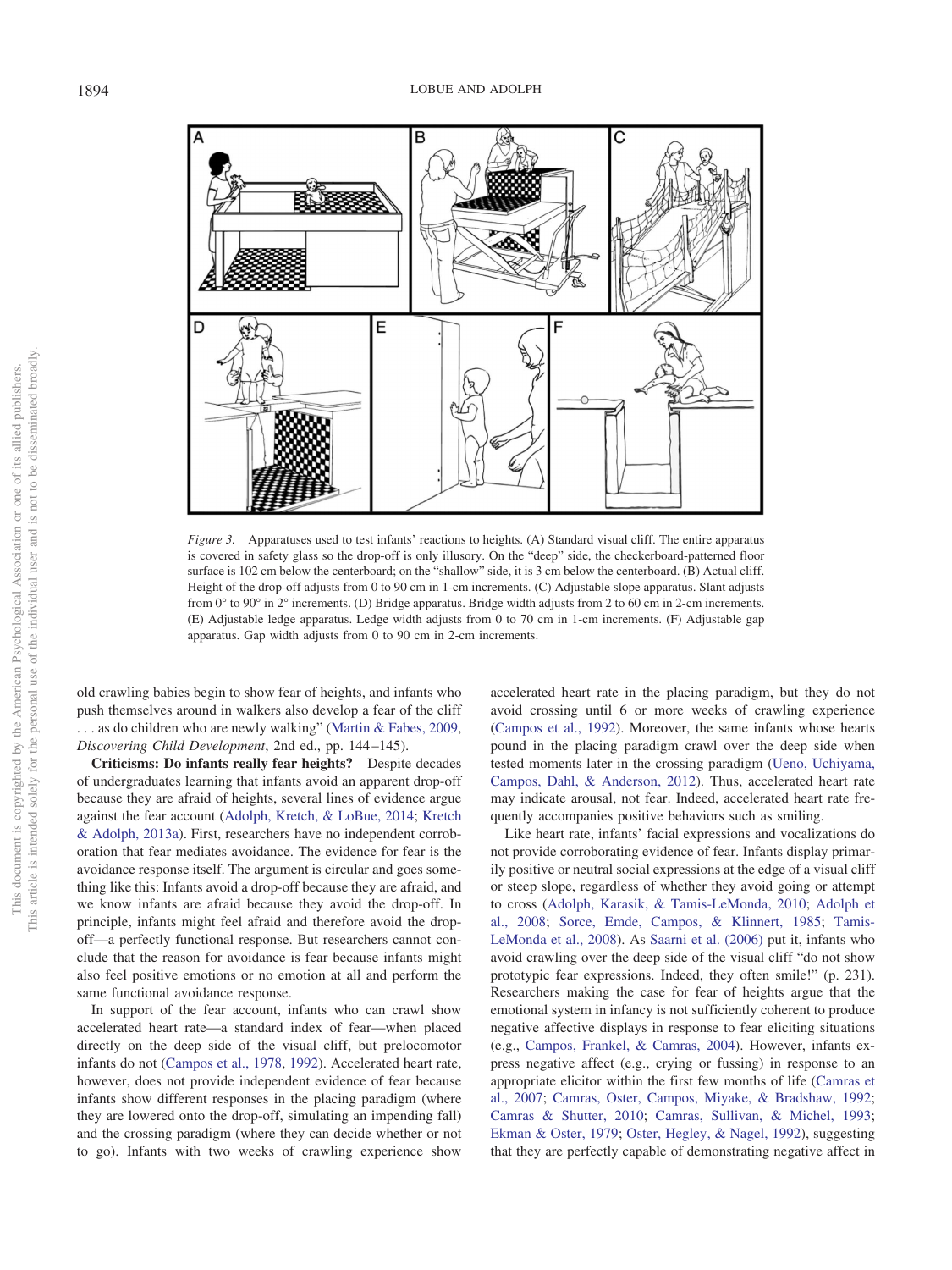*Figure 3.* Apparatuses used to test infants' reactions to heights. (A) Standard visual cliff. The entire apparatus is covered in safety glass so the drop-off is only illusory. On the "deep" side, the checkerboard-patterned floor surface is 102 cm below the centerboard; on the "shallow" side, it is 3 cm below the centerboard. (B) Actual cliff. Height of the drop-off adjusts from 0 to 90 cm in 1-cm increments. (C) Adjustable slope apparatus. Slant adjusts from 0° to 90° in 2° increments. (D) Bridge apparatus. Bridge width adjusts from 2 to 60 cm in 2-cm increments. (E) Adjustable ledge apparatus. Ledge width adjusts from 0 to 70 cm in 1-cm increments. (F) Adjustable gap apparatus. Gap width adjusts from 0 to 90 cm in 2-cm increments.

old crawling babies begin to show fear of heights, and infants who push themselves around in walkers also develop a fear of the cliff . . . as do children who are newly walking" (Martin & Fabes, 2009, *Discovering Child Development*, 2nd ed., pp. 144–145).

**Criticisms: Do infants really fear heights?** Despite decades of undergraduates learning that infants avoid an apparent drop-off because they are afraid of heights, several lines of evidence argue against the fear account (Adolph, Kretch, & LoBue, 2014; Kretch & Adolph, 2013a). First, researchers have no independent corroboration that fear mediates avoidance. The evidence for fear is the avoidance response itself. The argument is circular and goes something like this: Infants avoid a drop-off because they are afraid, and we know infants are afraid because they avoid the drop-off. In principle, infants might feel afraid and therefore avoid the drop-off—a perfectly functional response. But researchers cannot conclude that the reason for avoidance is fear because infants might also feel positive emotions or no emotion at all and perform the same functional avoidance response.

In support of the fear account, infants who can crawl show accelerated heart rate—a standard index of fear—when placed directly on the deep side of the visual cliff, but prelocomotor infants do not (Campos et al., 1978, 1992). Accelerated heart rate, however, does not provide independent evidence of fear because infants show different responses in the placing paradigm (where they are lowered onto the drop-off, simulating an impending fall) and the crossing paradigm (where they can decide whether or not to go). Infants with two weeks of crawling experience show accelerated heart rate in the placing paradigm, but they do not avoid crossing until 6 or more weeks of crawling experience (Campos et al., 1992). Moreover, the same infants whose hearts pound in the placing paradigm crawl over the deep side when tested moments later in the crossing paradigm (Ueno, Uchiyama, Campos, Dahl, & Anderson, 2012). Thus, accelerated heart rate may indicate arousal, not fear. Indeed, accelerated heart rate frequently accompanies positive behaviors such as smiling.

Like heart rate, infants' facial expressions and vocalizations do not provide corroborating evidence of fear. Infants display primarily positive or neutral social expressions at the edge of a visual cliff or steep slope, regardless of whether they avoid going or attempt to cross (Adolph, Karasik, & Tamis-LeMonda, 2010; Adolph et al., 2008; Sorce, Emde, Campos, & Klinnert, 1985; Tamis-LeMonda et al., 2008). As Saarni et al. (2006) put it, infants who avoid crawling over the deep side of the visual cliff "do not show prototypic fear expressions. Indeed, they often smile!" (p. 231). Researchers making the case for fear of heights argue that the emotional system in infancy is not sufficiently coherent to produce negative affective displays in response to fear eliciting situations (e.g., Campos, Frankel, & Camras, 2004). However, infants express negative affect (e.g., crying or fussing) in response to an appropriate elicitor within the first few months of life (Camras et al., 2007; Camras, Oster, Campos, Miyake, & Bradshaw, 1992; Camras & Shutter, 2010; Camras, Sullivan, & Michel, 1993; Ekman & Oster, 1979; Oster, Hegley, & Nagel, 1992), suggesting that they are perfectly capable of demonstrating negative affect in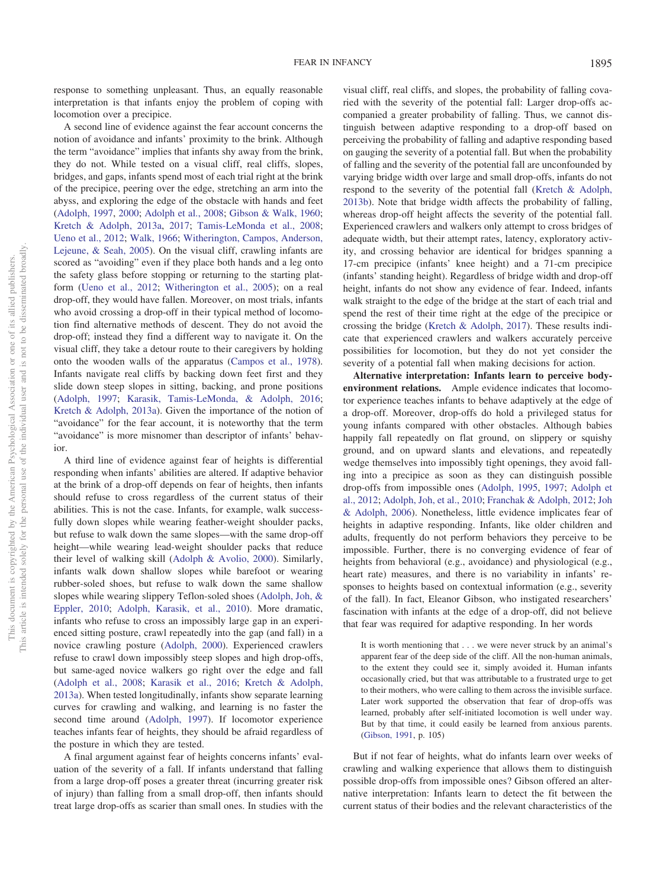response to something unpleasant. Thus, an equally reasonable interpretation is that infants enjoy the problem of coping with locomotion over a precipice.

A second line of evidence against the fear account concerns the notion of avoidance and infants' proximity to the brink. Although the term "avoidance" implies that infants shy away from the brink, they do not. While tested on a visual cliff, real cliffs, slopes, bridges, and gaps, infants spend most of each trial right at the brink of the precipice, peering over the edge, stretching an arm into the abyss, and exploring the edge of the obstacle with hands and feet (Adolph, 1997, 2000; Adolph et al., 2008; Gibson & Walk, 1960; Kretch & Adolph, 2013a, 2017; Tamis-LeMonda et al., 2008; Ueno et al., 2012; Walk, 1966; Witherington, Campos, Anderson, Lejeune, & Seah, 2005). On the visual cliff, crawling infants are scored as "avoiding" even if they place both hands and a leg onto the safety glass before stopping or returning to the starting platform (Ueno et al., 2012; Witherington et al., 2005); on a real drop-off, they would have fallen. Moreover, on most trials, infants who avoid crossing a drop-off in their typical method of locomotion find alternative methods of descent. They do not avoid the drop-off; instead they find a different way to navigate it. On the visual cliff, they take a detour route to their caregivers by holding onto the wooden walls of the apparatus (Campos et al., 1978). Infants navigate real cliffs by backing down feet first and they slide down steep slopes in sitting, backing, and prone positions (Adolph, 1997; Karasik, Tamis-LeMonda, & Adolph, 2016; Kretch & Adolph, 2013a). Given the importance of the notion of "avoidance" for the fear account, it is noteworthy that the term "avoidance" is more misnomer than descriptor of infants' behavior.

A third line of evidence against fear of heights is differential responding when infants' abilities are altered. If adaptive behavior at the brink of a drop-off depends on fear of heights, then infants should refuse to cross regardless of the current status of their abilities. This is not the case. Infants, for example, walk successfully down slopes while wearing feather-weight shoulder packs, but refuse to walk down the same slopes—with the same drop-off height—while wearing lead-weight shoulder packs that reduce their level of walking skill (Adolph & Avolio, 2000). Similarly, infants walk down shallow slopes while barefoot or wearing rubber-soled shoes, but refuse to walk down the same shallow slopes while wearing slippery Teflon-soled shoes (Adolph, Joh, & Eppler, 2010; Adolph, Karasik, et al., 2010). More dramatic, infants who refuse to cross an impossibly large gap in an experienced sitting posture, crawl repeatedly into the gap (and fall) in a novice crawling posture (Adolph, 2000). Experienced crawlers refuse to crawl down impossibly steep slopes and high drop-offs, but same-aged novice walkers go right over the edge and fall (Adolph et al., 2008; Karasik et al., 2016; Kretch & Adolph, 2013a). When tested longitudinally, infants show separate learning curves for crawling and walking, and learning is no faster the second time around (Adolph, 1997). If locomotor experience teaches infants fear of heights, they should be afraid regardless of the posture in which they are tested.

A final argument against fear of heights concerns infants' evaluation of the severity of a fall. If infants understand that falling from a large drop-off poses a greater threat (incurring greater risk of injury) than falling from a small drop-off, then infants should treat large drop-offs as scarier than small ones. In studies with the visual cliff, real cliffs, and slopes, the probability of falling covaried with the severity of the potential fall: Larger drop-offs accompanied a greater probability of falling. Thus, we cannot distinguish between adaptive responding to a drop-off based on perceiving the probability of falling and adaptive responding based on gauging the severity of a potential fall. But when the probability of falling and the severity of the potential fall are unconfounded by varying bridge width over large and small drop-offs, infants do not respond to the severity of the potential fall (Kretch & Adolph, 2013b). Note that bridge width affects the probability of falling, whereas drop-off height affects the severity of the potential fall. Experienced crawlers and walkers only attempt to cross bridges of adequate width, but their attempt rates, latency, exploratory activity, and crossing behavior are identical for bridges spanning a 17-cm precipice (infants' knee height) and a 71-cm precipice (infants' standing height). Regardless of bridge width and drop-off height, infants do not show any evidence of fear. Indeed, infants walk straight to the edge of the bridge at the start of each trial and spend the rest of their time right at the edge of the precipice or crossing the bridge (Kretch & Adolph, 2017). These results indicate that experienced crawlers and walkers accurately perceive possibilities for locomotion, but they do not yet consider the severity of a potential fall when making decisions for action.

**Alternative interpretation: Infants learn to perceive body-environment relations.** Ample evidence indicates that locomotor experience teaches infants to behave adaptively at the edge of a drop-off. Moreover, drop-offs do hold a privileged status for young infants compared with other obstacles. Although babies happily fall repeatedly on flat ground, on slippery or squishy ground, and on upward slants and elevations, and repeatedly wedge themselves into impossibly tight openings, they avoid falling into a precipice as soon as they can distinguish possible drop-offs from impossible ones (Adolph, 1995, 1997; Adolph et al., 2012; Adolph, Joh, et al., 2010; Franchak & Adolph, 2012; Joh & Adolph, 2006). Nonetheless, little evidence implicates fear of heights in adaptive responding. Infants, like older children and adults, frequently do not perform behaviors they perceive to be impossible. Further, there is no converging evidence of fear of heights from behavioral (e.g., avoidance) and physiological (e.g., heart rate) measures, and there is no variability in infants' responses to heights based on contextual information (e.g., severity of the fall). In fact, Eleanor Gibson, who instigated researchers' fascination with infants at the edge of a drop-off, did not believe that fear was required for adaptive responding. In her words

> It is worth mentioning that . . . we were never struck by an animal's apparent fear of the deep side of the cliff. All the non-human animals, to the extent they could see it, simply avoided it. Human infants occasionally cried, but that was attributable to a frustrated urge to get to their mothers, who were calling to them across the invisible surface. Later work supported the observation that fear of drop-offs was learned, probably after self-initiated locomotion is well under way. But by that time, it could easily be learned from anxious parents. (Gibson, 1991, p. 105)

But if not fear of heights, what do infants learn over weeks of crawling and walking experience that allows them to distinguish possible drop-offs from impossible ones? Gibson offered an alternative interpretation: Infants learn to detect the fit between the current status of their bodies and the relevant characteristics of the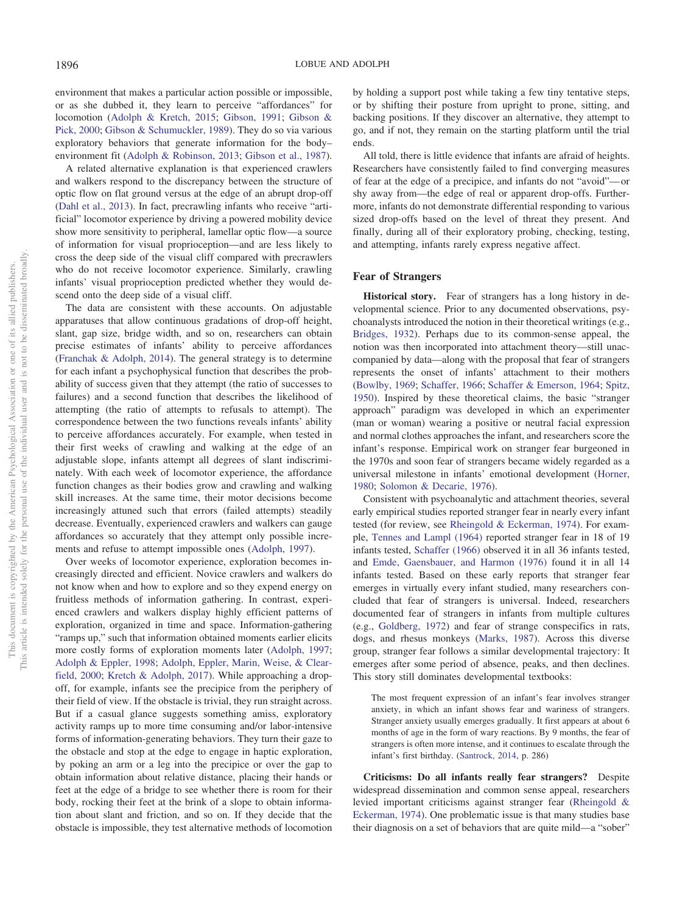environment that makes a particular action possible or impossible, or as she dubbed it, they learn to perceive "affordances" for locomotion (Adolph & Kretch, 2015; Gibson, 1991; Gibson & Pick, 2000; Gibson & Schumuckler, 1989). They do so via various exploratory behaviors that generate information for the body–environment fit (Adolph & Robinson, 2013; Gibson et al., 1987).

A related alternative explanation is that experienced crawlers and walkers respond to the discrepancy between the structure of optic flow on flat ground versus at the edge of an abrupt drop-off (Dahl et al., 2013). In fact, precrawling infants who receive "artificial" locomotor experience by driving a powered mobility device show more sensitivity to peripheral, lamellar optic flow—a source of information for visual proprioception—and are less likely to cross the deep side of the visual cliff compared with precrawlers who do not receive locomotor experience. Similarly, crawling infants' visual proprioception predicted whether they would descend onto the deep side of a visual cliff.

The data are consistent with these accounts. On adjustable apparatuses that allow continuous gradations of drop-off height, slant, gap size, bridge width, and so on, researchers can obtain precise estimates of infants' ability to perceive affordances (Franchak & Adolph, 2014). The general strategy is to determine for each infant a psychophysical function that describes the probability of success given that they attempt (the ratio of successes to failures) and a second function that describes the likelihood of attempting (the ratio of attempts to refusals to attempt). The correspondence between the two functions reveals infants' ability to perceive affordances accurately. For example, when tested in their first weeks of crawling and walking at the edge of an adjustable slope, infants attempt all degrees of slant indiscriminately. With each week of locomotor experience, the affordance function changes as their bodies grow and crawling and walking skill increases. At the same time, their motor decisions become increasingly attuned such that errors (failed attempts) steadily decrease. Eventually, experienced crawlers and walkers can gauge affordances so accurately that they attempt only possible increments and refuse to attempt impossible ones (Adolph, 1997).

Over weeks of locomotor experience, exploration becomes increasingly directed and efficient. Novice crawlers and walkers do not know when and how to explore and so they expend energy on fruitless methods of information gathering. In contrast, experienced crawlers and walkers display highly efficient patterns of exploration, organized in time and space. Information-gathering "ramps up," such that information obtained moments earlier elicits more costly forms of exploration moments later (Adolph, 1997; Adolph & Eppler, 1998; Adolph, Eppler, Marin, Weise, & Clearfield, 2000; Kretch & Adolph, 2017). While approaching a drop-off, for example, infants see the precipice from the periphery of their field of view. If the obstacle is trivial, they run straight across. But if a casual glance suggests something amiss, exploratory activity ramps up to more time consuming and/or labor-intensive forms of information-generating behaviors. They turn their gaze to the obstacle and stop at the edge to engage in haptic exploration, by poking an arm or a leg into the precipice or over the gap to obtain information about relative distance, placing their hands or feet at the edge of a bridge to see whether there is room for their body, rocking their feet at the brink of a slope to obtain information about slant and friction, and so on. If they decide that the obstacle is impossible, they test alternative methods of locomotion by holding a support post while taking a few tiny tentative steps, or by shifting their posture from upright to prone, sitting, and backing positions. If they discover an alternative, they attempt to go, and if not, they remain on the starting platform until the trial ends.

All told, there is little evidence that infants are afraid of heights. Researchers have consistently failed to find converging measures of fear at the edge of a precipice, and infants do not "avoid"—or shy away from—the edge of real or apparent drop-offs. Furthermore, infants do not demonstrate differential responding to various sized drop-offs based on the level of threat they present. And finally, during all of their exploratory probing, checking, testing, and attempting, infants rarely express negative affect.

## Fear of Strangers

**Historical story.** Fear of strangers has a long history in developmental science. Prior to any documented observations, psychoanalysts introduced the notion in their theoretical writings (e.g., Bridges, 1932). Perhaps due to its common-sense appeal, the notion was then incorporated into attachment theory—still unaccompanied by data—along with the proposal that fear of strangers represents the onset of infants' attachment to their mothers (Bowlby, 1969; Schaffer, 1966; Schaffer & Emerson, 1964; Spitz, 1950). Inspired by these theoretical claims, the basic "stranger approach" paradigm was developed in which an experimenter (man or woman) wearing a positive or neutral facial expression and normal clothes approaches the infant, and researchers score the infant's response. Empirical work on stranger fear burgeoned in the 1970s and soon fear of strangers became widely regarded as a universal milestone in infants' emotional development (Horner, 1980; Solomon & Decarie, 1976).

Consistent with psychoanalytic and attachment theories, several early empirical studies reported stranger fear in nearly every infant tested (for review, see Rheingold & Eckerman, 1974). For example, Tennes and Lampl (1964) reported stranger fear in 18 of 19 infants tested, Schaffer (1966) observed it in all 36 infants tested, and Emde, Gaensbauer, and Harmon (1976) found it in all 14 infants tested. Based on these early reports that stranger fear emerges in virtually every infant studied, many researchers concluded that fear of strangers is universal. Indeed, researchers documented fear of strangers in infants from multiple cultures (e.g., Goldberg, 1972) and fear of strange conspecifics in rats, dogs, and rhesus monkeys (Marks, 1987). Across this diverse group, stranger fear follows a similar developmental trajectory: It emerges after some period of absence, peaks, and then declines. This story still dominates developmental textbooks:

> The most frequent expression of an infant's fear involves stranger anxiety, in which an infant shows fear and wariness of strangers. Stranger anxiety usually emerges gradually. It first appears at about 6 months of age in the form of wary reactions. By 9 months, the fear of strangers is often more intense, and it continues to escalate through the infant's first birthday. (Santrock, 2014, p. 286)

**Criticisms: Do all infants really fear strangers?** Despite widespread dissemination and common sense appeal, researchers levied important criticisms against stranger fear (Rheingold & Eckerman, 1974). One problematic issue is that many studies base their diagnosis on a set of behaviors that are quite mild—a "sober"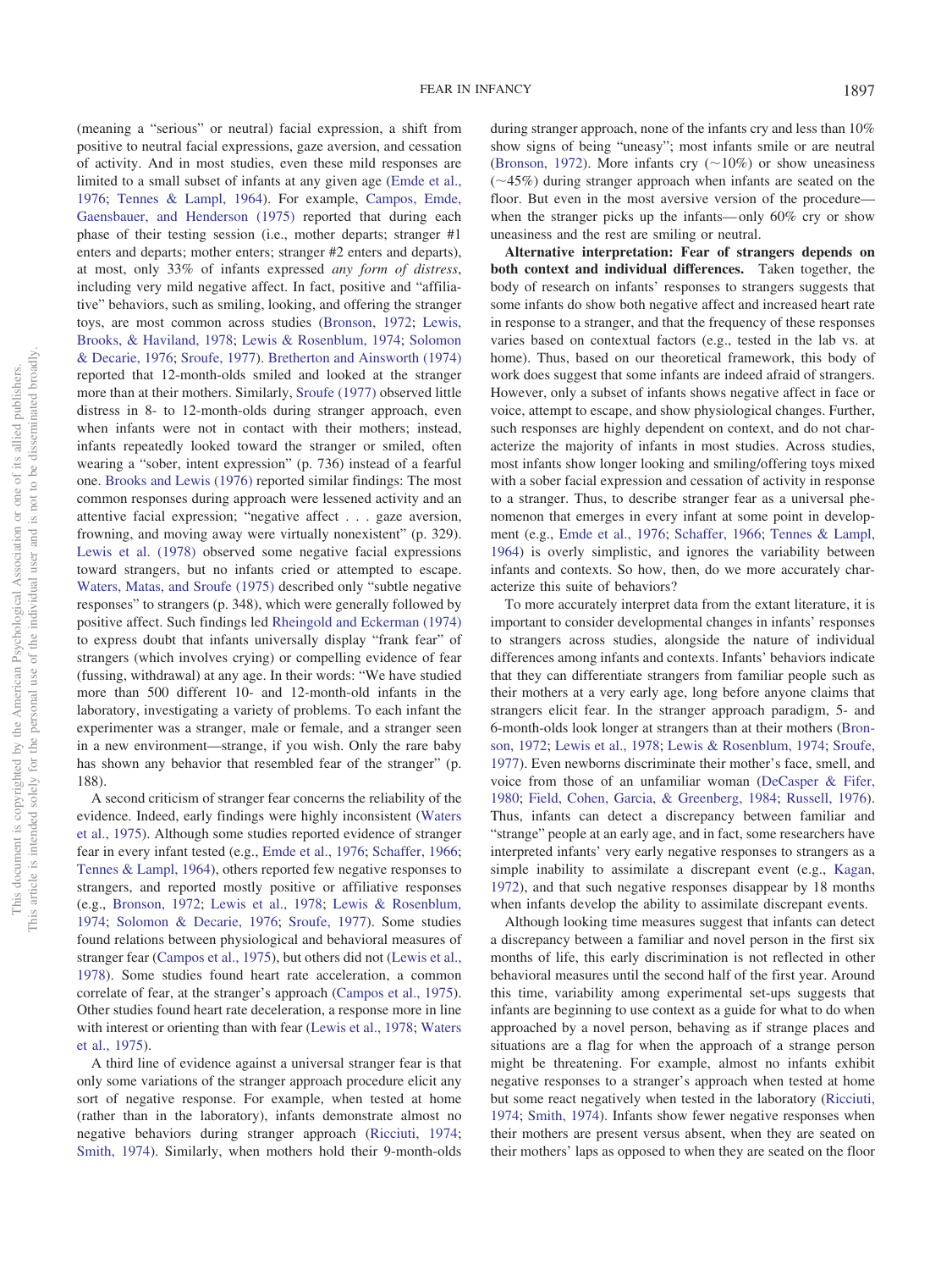(meaning a "serious" or neutral) facial expression, a shift from positive to neutral facial expressions, gaze aversion, and cessation of activity. And in most studies, even these mild responses are limited to a small subset of infants at any given age (Emde et al., 1976; Tennes & Lampl, 1964). For example, Campos, Emde, Gaensbauer, and Henderson (1975) reported that during each phase of their testing session (i.e., mother departs; stranger #1 enters and departs; mother enters; stranger #2 enters and departs), at most, only 33% of infants expressed *any form of distress*, including very mild negative affect. In fact, positive and "affiliative" behaviors, such as smiling, looking, and offering the stranger toys, are most common across studies (Bronson, 1972; Lewis, Brooks, & Haviland, 1978; Lewis & Rosenblum, 1974; Solomon & Decarie, 1976; Sroufe, 1977). Bretherton and Ainsworth (1974) reported that 12-month-olds smiled and looked at the stranger more than at their mothers. Similarly, Sroufe (1977) observed little distress in 8- to 12-month-olds during stranger approach, even when infants were not in contact with their mothers; instead, infants repeatedly looked toward the stranger or smiled, often wearing a "sober, intent expression" (p. 736) instead of a fearful one. Brooks and Lewis (1976) reported similar findings: The most common responses during approach were lessened activity and an attentive facial expression; "negative affect . . . gaze aversion, frowning, and moving away were virtually nonexistent" (p. 329). Lewis et al. (1978) observed some negative facial expressions toward strangers, but no infants cried or attempted to escape. Waters, Matas, and Sroufe (1975) described only "subtle negative responses" to strangers (p. 348), which were generally followed by positive affect. Such findings led Rheingold and Eckerman (1974) to express doubt that infants universally display "frank fear" of strangers (which involves crying) or compelling evidence of fear (fussing, withdrawal) at any age. In their words: "We have studied more than 500 different 10- and 12-month-old infants in the laboratory, investigating a variety of problems. To each infant the experimenter was a stranger, male or female, and a stranger seen in a new environment—strange, if you wish. Only the rare baby has shown any behavior that resembled fear of the stranger" (p. 188).

A second criticism of stranger fear concerns the reliability of the evidence. Indeed, early findings were highly inconsistent (Waters et al., 1975). Although some studies reported evidence of stranger fear in every infant tested (e.g., Emde et al., 1976; Schaffer, 1966; Tennes & Lampl, 1964), others reported few negative responses to strangers, and reported mostly positive or affiliative responses (e.g., Bronson, 1972; Lewis et al., 1978; Lewis & Rosenblum, 1974; Solomon & Decarie, 1976; Sroufe, 1977). Some studies found relations between physiological and behavioral measures of stranger fear (Campos et al., 1975), but others did not (Lewis et al., 1978). Some studies found heart rate acceleration, a common correlate of fear, at the stranger's approach (Campos et al., 1975). Other studies found heart rate deceleration, a response more in line with interest or orienting than with fear (Lewis et al., 1978; Waters et al., 1975).

A third line of evidence against a universal stranger fear is that only some variations of the stranger approach procedure elicit any sort of negative response. For example, when tested at home (rather than in the laboratory), infants demonstrate almost no negative behaviors during stranger approach (Ricciuti, 1974; Smith, 1974). Similarly, when mothers hold their 9-month-olds during stranger approach, none of the infants cry and less than 10% show signs of being "uneasy"; most infants smile or are neutral (Bronson, 1972). More infants cry (~10%) or show uneasiness (~45%) during stranger approach when infants are seated on the floor. But even in the most aversive version of the procedure—when the stranger picks up the infants—only 60% cry or show uneasiness and the rest are smiling or neutral.

**Alternative interpretation: Fear of strangers depends on both context and individual differences.** Taken together, the body of research on infants' responses to strangers suggests that some infants do show both negative affect and increased heart rate in response to a stranger, and that the frequency of these responses varies based on contextual factors (e.g., tested in the lab vs. at home). Thus, based on our theoretical framework, this body of work does suggest that some infants are indeed afraid of strangers. However, only a subset of infants shows negative affect in face or voice, attempt to escape, and show physiological changes. Further, such responses are highly dependent on context, and do not characterize the majority of infants in most studies. Across studies, most infants show longer looking and smiling/offering toys mixed with a sober facial expression and cessation of activity in response to a stranger. Thus, to describe stranger fear as a universal phenomenon that emerges in every infant at some point in development (e.g., Emde et al., 1976; Schaffer, 1966; Tennes & Lampl, 1964) is overly simplistic, and ignores the variability between infants and contexts. So how, then, do we more accurately characterize this suite of behaviors?

To more accurately interpret data from the extant literature, it is important to consider developmental changes in infants' responses to strangers across studies, alongside the nature of individual differences among infants and contexts. Infants' behaviors indicate that they can differentiate strangers from familiar people such as their mothers at a very early age, long before anyone claims that strangers elicit fear. In the stranger approach paradigm, 5- and 6-month-olds look longer at strangers than at their mothers (Bronson, 1972; Lewis et al., 1978; Lewis & Rosenblum, 1974; Sroufe, 1977). Even newborns discriminate their mother's face, smell, and voice from those of an unfamiliar woman (DeCasper & Fifer, 1980; Field, Cohen, Garcia, & Greenberg, 1984; Russell, 1976). Thus, infants can detect a discrepancy between familiar and "strange" people at an early age, and in fact, some researchers have interpreted infants' very early negative responses to strangers as a simple inability to assimilate a discrepant event (e.g., Kagan, 1972), and that such negative responses disappear by 18 months when infants develop the ability to assimilate discrepant events.

Although looking time measures suggest that infants can detect a discrepancy between a familiar and novel person in the first six months of life, this early discrimination is not reflected in other behavioral measures until the second half of the first year. Around this time, variability among experimental set-ups suggests that infants are beginning to use context as a guide for what to do when approached by a novel person, behaving as if strange places and situations are a flag for when the approach of a strange person might be threatening. For example, almost no infants exhibit negative responses to a stranger's approach when tested at home but some react negatively when tested in the laboratory (Ricciuti, 1974; Smith, 1974). Infants show fewer negative responses when their mothers are present versus absent, when they are seated on their mothers' laps as opposed to when they are seated on the floor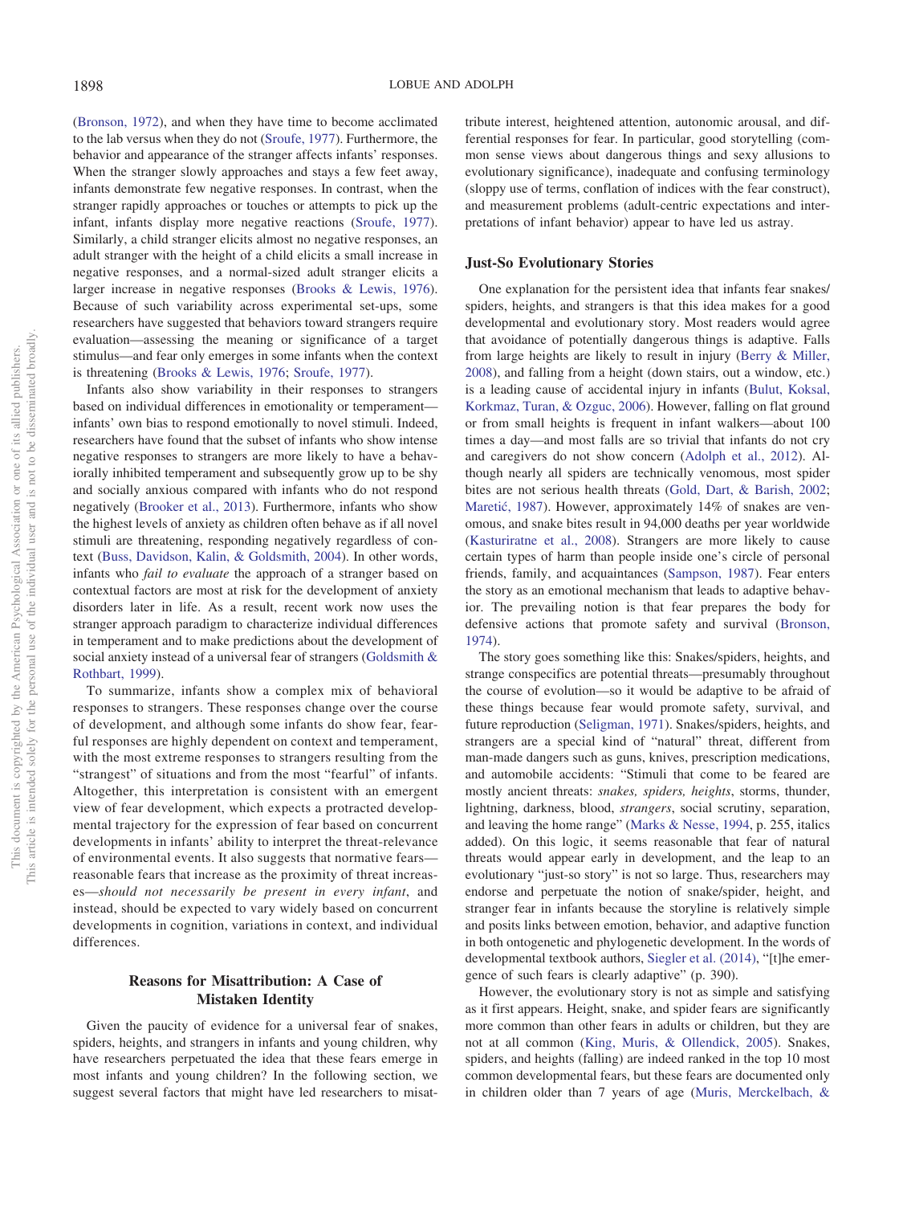(Bronson, 1972), and when they have time to become acclimated to the lab versus when they do not (Sroufe, 1977). Furthermore, the behavior and appearance of the stranger affects infants' responses. When the stranger slowly approaches and stays a few feet away, infants demonstrate few negative responses. In contrast, when the stranger rapidly approaches or touches or attempts to pick up the infant, infants display more negative reactions (Sroufe, 1977). Similarly, a child stranger elicits almost no negative responses, an adult stranger with the height of a child elicits a small increase in negative responses, and a normal-sized adult stranger elicits a larger increase in negative responses (Brooks & Lewis, 1976). Because of such variability across experimental set-ups, some researchers have suggested that behaviors toward strangers require evaluation—assessing the meaning or significance of a target stimulus—and fear only emerges in some infants when the context is threatening (Brooks & Lewis, 1976; Sroufe, 1977).

Infants also show variability in their responses to strangers based on individual differences in emotionality or temperament—infants' own bias to respond emotionally to novel stimuli. Indeed, researchers have found that the subset of infants who show intense negative responses to strangers are more likely to have a behaviorally inhibited temperament and subsequently grow up to be shy and socially anxious compared with infants who do not respond negatively (Brooker et al., 2013). Furthermore, infants who show the highest levels of anxiety as children often behave as if all novel stimuli are threatening, responding negatively regardless of context (Buss, Davidson, Kalin, & Goldsmith, 2004). In other words, infants who *fail to evaluate* the approach of a stranger based on contextual factors are most at risk for the development of anxiety disorders later in life. As a result, recent work now uses the stranger approach paradigm to characterize individual differences in temperament and to make predictions about the development of social anxiety instead of a universal fear of strangers (Goldsmith & Rothbart, 1999).

To summarize, infants show a complex mix of behavioral responses to strangers. These responses change over the course of development, and although some infants do show fear, fearful responses are highly dependent on context and temperament, with the most extreme responses to strangers resulting from the "strangest" of situations and from the most "fearful" of infants. Altogether, this interpretation is consistent with an emergent view of fear development, which expects a protracted developmental trajectory for the expression of fear based on concurrent developments in infants' ability to interpret the threat-relevance of environmental events. It also suggests that normative fears—reasonable fears that increase as the proximity of threat increases—*should not necessarily be present in every infant*, and instead, should be expected to vary widely based on concurrent developments in cognition, variations in context, and individual differences.

## Reasons for Misattribution: A Case of Mistaken Identity

Given the paucity of evidence for a universal fear of snakes, spiders, heights, and strangers in infants and young children, why have researchers perpetuated the idea that these fears emerge in most infants and young children? In the following section, we suggest several factors that might have led researchers to misattribute interest, heightened attention, autonomic arousal, and differential responses for fear. In particular, good storytelling (common sense views about dangerous things and sexy allusions to evolutionary significance), inadequate and confusing terminology (sloppy use of terms, conflation of indices with the fear construct), and measurement problems (adult-centric expectations and interpretations of infant behavior) appear to have led us astray.

### Just-So Evolutionary Stories

One explanation for the persistent idea that infants fear snakes/spiders, heights, and strangers is that this idea makes for a good developmental and evolutionary story. Most readers would agree that avoidance of potentially dangerous things is adaptive. Falls from large heights are likely to result in injury (Berry & Miller, 2008), and falling from a height (down stairs, out a window, etc.) is a leading cause of accidental injury in infants (Bulut, Koksal, Korkmaz, Turan, & Ozguc, 2006). However, falling on flat ground or from small heights is frequent in infant walkers—about 100 times a day—and most falls are so trivial that infants do not cry and caregivers do not show concern (Adolph et al., 2012). Although nearly all spiders are technically venomous, most spider bites are not serious health threats (Gold, Dart, & Barish, 2002; Maretić, 1987). However, approximately 14% of snakes are venomous, and snake bites result in 94,000 deaths per year worldwide (Kasturiratne et al., 2008). Strangers are more likely to cause certain types of harm than people inside one's circle of personal friends, family, and acquaintances (Sampson, 1987). Fear enters the story as an emotional mechanism that leads to adaptive behavior. The prevailing notion is that fear prepares the body for defensive actions that promote safety and survival (Bronson, 1974).

The story goes something like this: Snakes/spiders, heights, and strange conspecifics are potential threats—presumably throughout the course of evolution—so it would be adaptive to be afraid of these things because fear would promote safety, survival, and future reproduction (Seligman, 1971). Snakes/spiders, heights, and strangers are a special kind of "natural" threat, different from man-made dangers such as guns, knives, prescription medications, and automobile accidents: "Stimuli that come to be feared are mostly ancient threats: *snakes, spiders, heights*, storms, thunder, lightning, darkness, blood, *strangers*, social scrutiny, separation, and leaving the home range" (Marks & Nesse, 1994, p. 255, italics added). On this logic, it seems reasonable that fear of natural threats would appear early in development, and the leap to an evolutionary "just-so story" is not so large. Thus, researchers may endorse and perpetuate the notion of snake/spider, height, and stranger fear in infants because the storyline is relatively simple and posits links between emotion, behavior, and adaptive function in both ontogenetic and phylogenetic development. In the words of developmental textbook authors, Siegler et al. (2014), "[t]he emergence of such fears is clearly adaptive" (p. 390).

However, the evolutionary story is not as simple and satisfying as it first appears. Height, snake, and spider fears are significantly more common than other fears in adults or children, but they are not at all common (King, Muris, & Ollendick, 2005). Snakes, spiders, and heights (falling) are indeed ranked in the top 10 most common developmental fears, but these fears are documented only in children older than 7 years of age (Muris, Merckelbach, &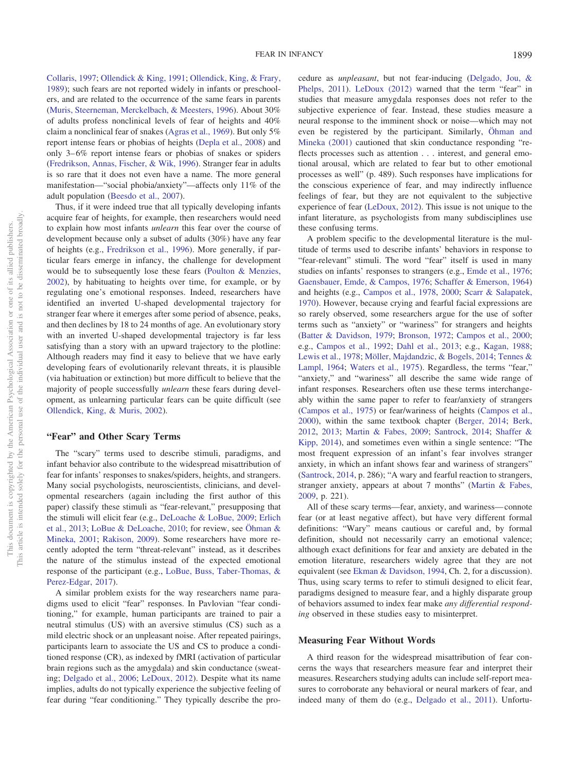Collaris, 1997; Ollendick & King, 1991; Ollendick, King, & Frary, 1989); such fears are not reported widely in infants or preschoolers, and are related to the occurrence of the same fears in parents (Muris, Steerneman, Merckelbach, & Meesters, 1996). About 30% of adults profess nonclinical levels of fear of heights and 40% claim a nonclinical fear of snakes (Agras et al., 1969). But only 5% report intense fears or phobias of heights (Depla et al., 2008) and only 3–6% report intense fears or phobias of snakes or spiders (Fredrikson, Annas, Fischer, & Wik, 1996). Stranger fear in adults is so rare that it does not even have a name. The more general manifestation—"social phobia/anxiety"—affects only 11% of the adult population (Beesdo et al., 2007).

Thus, if it were indeed true that all typically developing infants acquire fear of heights, for example, then researchers would need to explain how most infants *unlearn* this fear over the course of development because only a subset of adults (30%) have any fear of heights (e.g., Fredrikson et al., 1996). More generally, if particular fears emerge in infancy, the challenge for development would be to subsequently lose these fears (Poulton & Menzies, 2002), by habituating to heights over time, for example, or by regulating one's emotional responses. Indeed, researchers have identified an inverted U-shaped developmental trajectory for stranger fear where it emerges after some period of absence, peaks, and then declines by 18 to 24 months of age. An evolutionary story with an inverted U-shaped developmental trajectory is far less satisfying than a story with an upward trajectory to the plotline: Although readers may find it easy to believe that we have early developing fears of evolutionarily relevant threats, it is plausible (via habituation or extinction) but more difficult to believe that the majority of people successfully *unlearn* these fears during development, as unlearning particular fears can be quite difficult (see Ollendick, King, & Muris, 2002).

## "Fear" and Other Scary Terms

The "scary" terms used to describe stimuli, paradigms, and infant behavior also contribute to the widespread misattribution of fear for infants' responses to snakes/spiders, heights, and strangers. Many social psychologists, neuroscientists, clinicians, and developmental researchers (again including the first author of this paper) classify these stimuli as "fear-relevant," presupposing that the stimuli will elicit fear (e.g., DeLoache & LoBue, 2009; Erlich et al., 2013; LoBue & DeLoache, 2010; for review, see Öhman & Mineka, 2001; Rakison, 2009). Some researchers have more recently adopted the term "threat-relevant" instead, as it describes the nature of the stimulus instead of the expected emotional response of the participant (e.g., LoBue, Buss, Taber-Thomas, & Perez-Edgar, 2017).

A similar problem exists for the way researchers name paradigms used to elicit "fear" responses. In Pavlovian "fear conditioning," for example, human participants are trained to pair a neutral stimulus (US) with an aversive stimulus (CS) such as a mild electric shock or an unpleasant noise. After repeated pairings, participants learn to associate the US and CS to produce a conditioned response (CR), as indexed by fMRI (activation of particular brain regions such as the amygdala) and skin conductance (sweating; Delgado et al., 2006; LeDoux, 2012). Despite what its name implies, adults do not typically experience the subjective feeling of fear during "fear conditioning." They typically describe the procedure as *unpleasant*, but not fear-inducing (Delgado, Jou, & Phelps, 2011). LeDoux (2012) warned that the term "fear" in studies that measure amygdala responses does not refer to the subjective experience of fear. Instead, these studies measure a neural response to the imminent shock or noise—which may not even be registered by the participant. Similarly, Öhman and Mineka (2001) cautioned that skin conductance responding "reflects processes such as attention . . . interest, and general emotional arousal, which are related to fear but to other emotional processes as well" (p. 489). Such responses have implications for the conscious experience of fear, and may indirectly influence feelings of fear, but they are not equivalent to the subjective experience of fear (LeDoux, 2012). This issue is not unique to the infant literature, as psychologists from many subdisciplines use these confusing terms.

A problem specific to the developmental literature is the multitude of terms used to describe infants' behaviors in response to "fear-relevant" stimuli. The word "fear" itself is used in many studies on infants' responses to strangers (e.g., Emde et al., 1976; Gaensbauer, Emde, & Campos, 1976; Schaffer & Emerson, 1964) and heights (e.g., Campos et al., 1978, 2000; Scarr & Salapatek, 1970). However, because crying and fearful facial expressions are so rarely observed, some researchers argue for the use of softer terms such as "anxiety" or "wariness" for strangers and heights (Batter & Davidson, 1979; Bronson, 1972; Campos et al., 2000; e.g., Campos et al., 1992; Dahl et al., 2013; e.g., Kagan, 1988; Lewis et al., 1978; Möller, Majdandzic, & Bogels, 2014; Tennes & Lampl, 1964; Waters et al., 1975). Regardless, the terms "fear," "anxiety," and "wariness" all describe the same wide range of infant responses. Researchers often use these terms interchangeably within the same paper to refer to fear/anxiety of strangers (Campos et al., 1975) or fear/wariness of heights (Campos et al., 2000), within the same textbook chapter (Berger, 2014; Berk, 2012, 2013; Martin & Fabes, 2009; Santrock, 2014; Shaffer & Kipp, 2014), and sometimes even within a single sentence: "The most frequent expression of an infant's fear involves stranger anxiety, in which an infant shows fear and wariness of strangers" (Santrock, 2014, p. 286); "A wary and fearful reaction to strangers, stranger anxiety, appears at about 7 months" (Martin & Fabes, 2009, p. 221).

All of these scary terms—fear, anxiety, and wariness—connote fear (or at least negative affect), but have very different formal definitions: "Wary" means cautious or careful and, by formal definition, should not necessarily carry an emotional valence; although exact definitions for fear and anxiety are debated in the emotion literature, researchers widely agree that they are not equivalent (see Ekman & Davidson, 1994, Ch. 2, for a discussion). Thus, using scary terms to refer to stimuli designed to elicit fear, paradigms designed to measure fear, and a highly disparate group of behaviors assumed to index fear make *any differential responding* observed in these studies easy to misinterpret.

## Measuring Fear Without Words

A third reason for the widespread misattribution of fear concerns the ways that researchers measure fear and interpret their measures. Researchers studying adults can include self-report measures to corroborate any behavioral or neural markers of fear, and indeed many of them do (e.g., Delgado et al., 2011). Unfortu-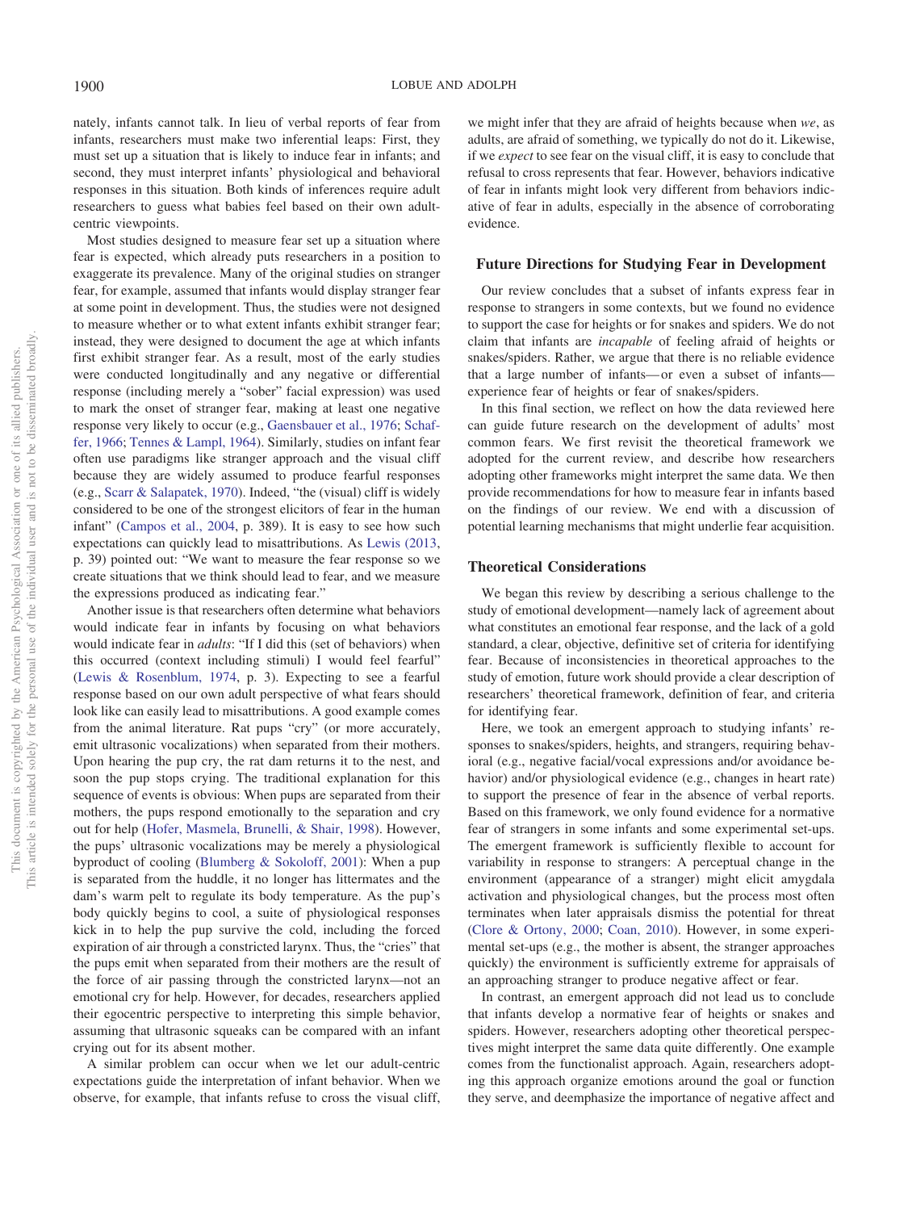nately, infants cannot talk. In lieu of verbal reports of fear from infants, researchers must make two inferential leaps: First, they must set up a situation that is likely to induce fear in infants; and second, they must interpret infants' physiological and behavioral responses in this situation. Both kinds of inferences require adult researchers to guess what babies feel based on their own adult-centric viewpoints.

Most studies designed to measure fear set up a situation where fear is expected, which already puts researchers in a position to exaggerate its prevalence. Many of the original studies on stranger fear, for example, assumed that infants would display stranger fear at some point in development. Thus, the studies were not designed to measure whether or to what extent infants exhibit stranger fear; instead, they were designed to document the age at which infants first exhibit stranger fear. As a result, most of the early studies were conducted longitudinally and any negative or differential response (including merely a "sober" facial expression) was used to mark the onset of stranger fear, making at least one negative response very likely to occur (e.g., Gaensbauer et al., 1976; Schaffer, 1966; Tennes & Lampl, 1964). Similarly, studies on infant fear often use paradigms like stranger approach and the visual cliff because they are widely assumed to produce fearful responses (e.g., Scarr & Salapatek, 1970). Indeed, "the (visual) cliff is widely considered to be one of the strongest elicitors of fear in the human infant" (Campos et al., 2004, p. 389). It is easy to see how such expectations can quickly lead to misattributions. As Lewis (2013, p. 39) pointed out: "We want to measure the fear response so we create situations that we think should lead to fear, and we measure the expressions produced as indicating fear."

Another issue is that researchers often determine what behaviors would indicate fear in infants by focusing on what behaviors would indicate fear in *adults*: "If I did this (set of behaviors) when this occurred (context including stimuli) I would feel fearful" (Lewis & Rosenblum, 1974, p. 3). Expecting to see a fearful response based on our own adult perspective of what fears should look like can easily lead to misattributions. A good example comes from the animal literature. Rat pups "cry" (or more accurately, emit ultrasonic vocalizations) when separated from their mothers. Upon hearing the pup cry, the rat dam returns it to the nest, and soon the pup stops crying. The traditional explanation for this sequence of events is obvious: When pups are separated from their mothers, the pups respond emotionally to the separation and cry out for help (Hofer, Masmela, Brunelli, & Shair, 1998). However, the pups' ultrasonic vocalizations may be merely a physiological byproduct of cooling (Blumberg & Sokoloff, 2001): When a pup is separated from the huddle, it no longer has littermates and the dam's warm pelt to regulate its body temperature. As the pup's body quickly begins to cool, a suite of physiological responses kick in to help the pup survive the cold, including the forced expiration of air through a constricted larynx. Thus, the "cries" that the pups emit when separated from their mothers are the result of the force of air passing through the constricted larynx—not an emotional cry for help. However, for decades, researchers applied their egocentric perspective to interpreting this simple behavior, assuming that ultrasonic squeaks can be compared with an infant crying out for its absent mother.

A similar problem can occur when we let our adult-centric expectations guide the interpretation of infant behavior. When we observe, for example, that infants refuse to cross the visual cliff, we might infer that they are afraid of heights because when *we*, as adults, are afraid of something, we typically do not do it. Likewise, if we *expect* to see fear on the visual cliff, it is easy to conclude that refusal to cross represents that fear. However, behaviors indicative of fear in infants might look very different from behaviors indicative of fear in adults, especially in the absence of corroborating evidence.

## Future Directions for Studying Fear in Development

Our review concludes that a subset of infants express fear in response to strangers in some contexts, but we found no evidence to support the case for heights or for snakes and spiders. We do not claim that infants are *incapable* of feeling afraid of heights or snakes/spiders. Rather, we argue that there is no reliable evidence that a large number of infants—or even a subset of infants—experience fear of heights or fear of snakes/spiders.

In this final section, we reflect on how the data reviewed here can guide future research on the development of adults' most common fears. We first revisit the theoretical framework we adopted for the current review, and describe how researchers adopting other frameworks might interpret the same data. We then provide recommendations for how to measure fear in infants based on the findings of our review. We end with a discussion of potential learning mechanisms that might underlie fear acquisition.

### Theoretical Considerations

We began this review by describing a serious challenge to the study of emotional development—namely lack of agreement about what constitutes an emotional fear response, and the lack of a gold standard, a clear, objective, definitive set of criteria for identifying fear. Because of inconsistencies in theoretical approaches to the study of emotion, future work should provide a clear description of researchers' theoretical framework, definition of fear, and criteria for identifying fear.

Here, we took an emergent approach to studying infants' responses to snakes/spiders, heights, and strangers, requiring behavioral (e.g., negative facial/vocal expressions and/or avoidance behavior) and/or physiological evidence (e.g., changes in heart rate) to support the presence of fear in the absence of verbal reports. Based on this framework, we only found evidence for a normative fear of strangers in some infants and some experimental set-ups. The emergent framework is sufficiently flexible to account for variability in response to strangers: A perceptual change in the environment (appearance of a stranger) might elicit amygdala activation and physiological changes, but the process most often terminates when later appraisals dismiss the potential for threat (Clore & Ortony, 2000; Coan, 2010). However, in some experimental set-ups (e.g., the mother is absent, the stranger approaches quickly) the environment is sufficiently extreme for appraisals of an approaching stranger to produce negative affect or fear.

In contrast, an emergent approach did not lead us to conclude that infants develop a normative fear of heights or snakes and spiders. However, researchers adopting other theoretical perspectives might interpret the same data quite differently. One example comes from the functionalist approach. Again, researchers adopting this approach organize emotions around the goal or function they serve, and deemphasize the importance of negative affect and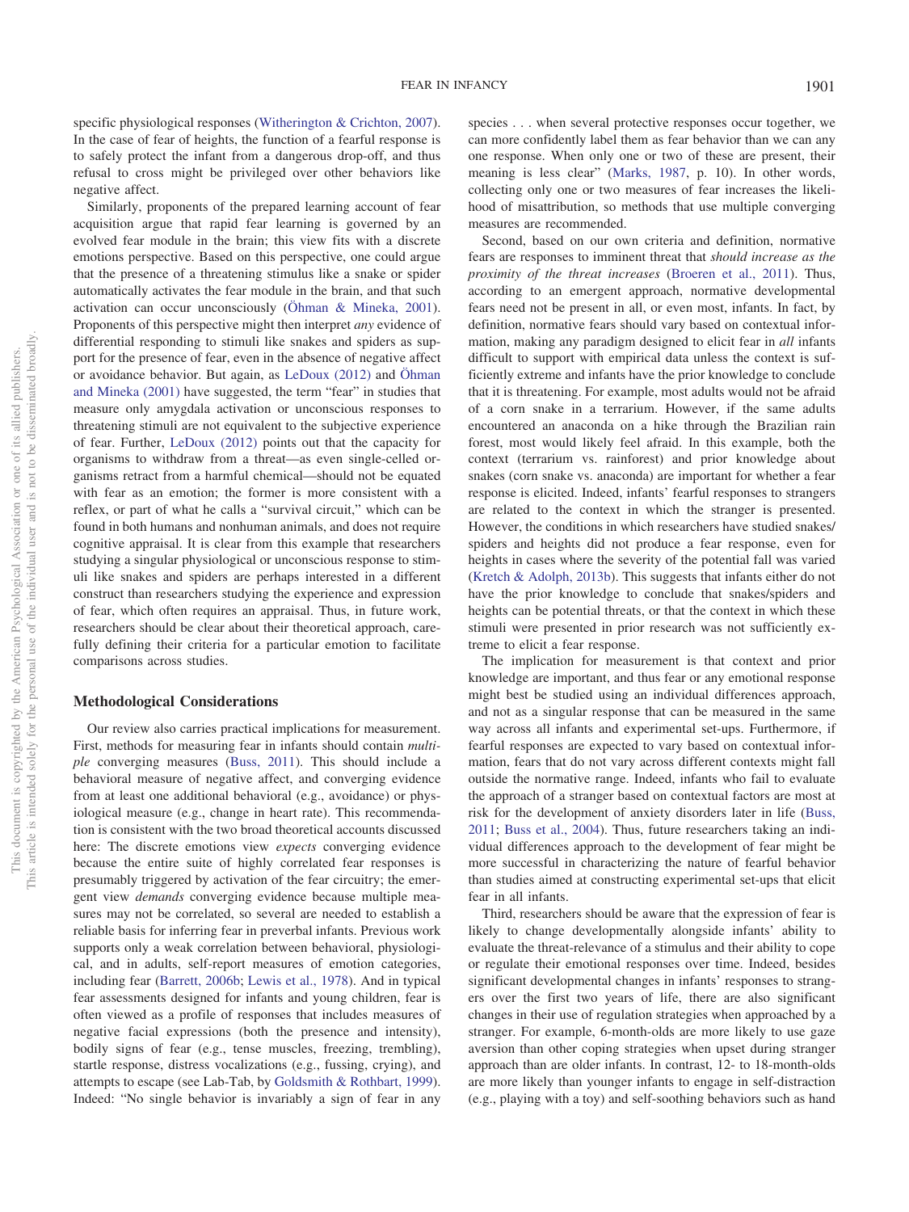specific physiological responses (Witherington & Crichton, 2007). In the case of fear of heights, the function of a fearful response is to safely protect the infant from a dangerous drop-off, and thus refusal to cross might be privileged over other behaviors like negative affect.

Similarly, proponents of the prepared learning account of fear acquisition argue that rapid fear learning is governed by an evolved fear module in the brain; this view fits with a discrete emotions perspective. Based on this perspective, one could argue that the presence of a threatening stimulus like a snake or spider automatically activates the fear module in the brain, and that such activation can occur unconsciously (Öhman & Mineka, 2001). Proponents of this perspective might then interpret *any* evidence of differential responding to stimuli like snakes and spiders as support for the presence of fear, even in the absence of negative affect or avoidance behavior. But again, as LeDoux (2012) and Öhman and Mineka (2001) have suggested, the term "fear" in studies that measure only amygdala activation or unconscious responses to threatening stimuli are not equivalent to the subjective experience of fear. Further, LeDoux (2012) points out that the capacity for organisms to withdraw from a threat—as even single-celled organisms retract from a harmful chemical—should not be equated with fear as an emotion; the former is more consistent with a reflex, or part of what he calls a "survival circuit," which can be found in both humans and nonhuman animals, and does not require cognitive appraisal. It is clear from this example that researchers studying a singular physiological or unconscious response to stimuli like snakes and spiders are perhaps interested in a different construct than researchers studying the experience and expression of fear, which often requires an appraisal. Thus, in future work, researchers should be clear about their theoretical approach, carefully defining their criteria for a particular emotion to facilitate comparisons across studies.

## Methodological Considerations

Our review also carries practical implications for measurement. First, methods for measuring fear in infants should contain *multiple* converging measures (Buss, 2011). This should include a behavioral measure of negative affect, and converging evidence from at least one additional behavioral (e.g., avoidance) or physiological measure (e.g., change in heart rate). This recommendation is consistent with the two broad theoretical accounts discussed here: The discrete emotions view *expects* converging evidence because the entire suite of highly correlated fear responses is presumably triggered by activation of the fear circuitry; the emergent view *demands* converging evidence because multiple measures may not be correlated, so several are needed to establish a reliable basis for inferring fear in preverbal infants. Previous work supports only a weak correlation between behavioral, physiological, and in adults, self-report measures of emotion categories, including fear (Barrett, 2006b; Lewis et al., 1978). And in typical fear assessments designed for infants and young children, fear is often viewed as a profile of responses that includes measures of negative facial expressions (both the presence and intensity), bodily signs of fear (e.g., tense muscles, freezing, trembling), startle response, distress vocalizations (e.g., fussing, crying), and attempts to escape (see Lab-Tab, by Goldsmith & Rothbart, 1999). Indeed: "No single behavior is invariably a sign of fear in any species . . . when several protective responses occur together, we can more confidently label them as fear behavior than we can any one response. When only one or two of these are present, their meaning is less clear" (Marks, 1987, p. 10). In other words, collecting only one or two measures of fear increases the likelihood of misattribution, so methods that use multiple converging measures are recommended.

Second, based on our own criteria and definition, normative fears are responses to imminent threat that *should increase as the proximity of the threat increases* (Broeren et al., 2011). Thus, according to an emergent approach, normative developmental fears need not be present in all, or even most, infants. In fact, by definition, normative fears should vary based on contextual information, making any paradigm designed to elicit fear in *all* infants difficult to support with empirical data unless the context is sufficiently extreme and infants have the prior knowledge to conclude that it is threatening. For example, most adults would not be afraid of a corn snake in a terrarium. However, if the same adults encountered an anaconda on a hike through the Brazilian rain forest, most would likely feel afraid. In this example, both the context (terrarium vs. rainforest) and prior knowledge about snakes (corn snake vs. anaconda) are important for whether a fear response is elicited. Indeed, infants' fearful responses to strangers are related to the context in which the stranger is presented. However, the conditions in which researchers have studied snakes/spiders and heights did not produce a fear response, even for heights in cases where the severity of the potential fall was varied (Kretch & Adolph, 2013b). This suggests that infants either do not have the prior knowledge to conclude that snakes/spiders and heights can be potential threats, or that the context in which these stimuli were presented in prior research was not sufficiently extreme to elicit a fear response.

The implication for measurement is that context and prior knowledge are important, and thus fear or any emotional response might best be studied using an individual differences approach, and not as a singular response that can be measured in the same way across all infants and experimental set-ups. Furthermore, if fearful responses are expected to vary based on contextual information, fears that do not vary across different contexts might fall outside the normative range. Indeed, infants who fail to evaluate the approach of a stranger based on contextual factors are most at risk for the development of anxiety disorders later in life (Buss, 2011; Buss et al., 2004). Thus, future researchers taking an individual differences approach to the development of fear might be more successful in characterizing the nature of fearful behavior than studies aimed at constructing experimental set-ups that elicit fear in all infants.

Third, researchers should be aware that the expression of fear is likely to change developmentally alongside infants' ability to evaluate the threat-relevance of a stimulus and their ability to cope or regulate their emotional responses over time. Indeed, besides significant developmental changes in infants' responses to strangers over the first two years of life, there are also significant changes in their use of regulation strategies when approached by a stranger. For example, 6-month-olds are more likely to use gaze aversion than other coping strategies when upset during stranger approach than are older infants. In contrast, 12- to 18-month-olds are more likely than younger infants to engage in self-distraction (e.g., playing with a toy) and self-soothing behaviors such as hand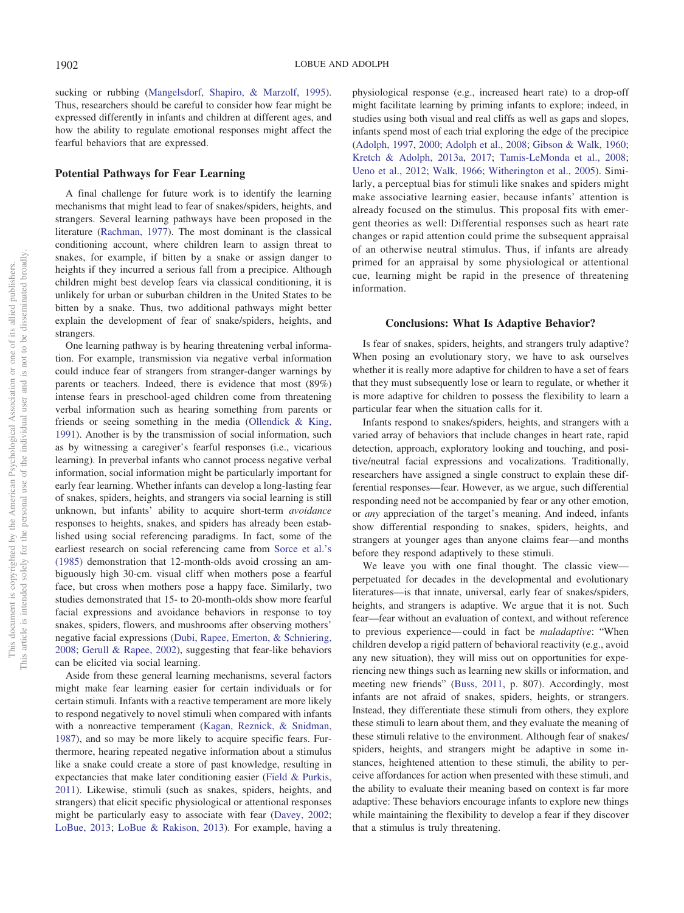sucking or rubbing (Mangelsdorf, Shapiro, & Marzolf, 1995). Thus, researchers should be careful to consider how fear might be expressed differently in infants and children at different ages, and how the ability to regulate emotional responses might affect the fearful behaviors that are expressed.

### Potential Pathways for Fear Learning

A final challenge for future work is to identify the learning mechanisms that might lead to fear of snakes/spiders, heights, and strangers. Several learning pathways have been proposed in the literature (Rachman, 1977). The most dominant is the classical conditioning account, where children learn to assign threat to snakes, for example, if bitten by a snake or assign danger to heights if they incurred a serious fall from a precipice. Although children might best develop fears via classical conditioning, it is unlikely for urban or suburban children in the United States to be bitten by a snake. Thus, two additional pathways might better explain the development of fear of snake/spiders, heights, and strangers.

One learning pathway is by hearing threatening verbal information. For example, transmission via negative verbal information could induce fear of strangers from stranger-danger warnings by parents or teachers. Indeed, there is evidence that most (89%) intense fears in preschool-aged children come from threatening verbal information such as hearing something from parents or friends or seeing something in the media (Ollendick & King, 1991). Another is by the transmission of social information, such as by witnessing a caregiver's fearful responses (i.e., vicarious learning). In preverbal infants who cannot process negative verbal information, social information might be particularly important for early fear learning. Whether infants can develop a long-lasting fear of snakes, spiders, heights, and strangers via social learning is still unknown, but infants' ability to acquire short-term *avoidance* responses to heights, snakes, and spiders has already been established using social referencing paradigms. In fact, some of the earliest research on social referencing came from Sorce et al.'s (1985) demonstration that 12-month-olds avoid crossing an ambiguously high 30-cm. visual cliff when mothers pose a fearful face, but cross when mothers pose a happy face. Similarly, two studies demonstrated that 15- to 20-month-olds show more fearful facial expressions and avoidance behaviors in response to toy snakes, spiders, flowers, and mushrooms after observing mothers' negative facial expressions (Dubi, Rapee, Emerton, & Schniering, 2008; Gerull & Rapee, 2002), suggesting that fear-like behaviors can be elicited via social learning.

Aside from these general learning mechanisms, several factors might make fear learning easier for certain individuals or for certain stimuli. Infants with a reactive temperament are more likely to respond negatively to novel stimuli when compared with infants with a nonreactive temperament (Kagan, Reznick, & Snidman, 1987), and so may be more likely to acquire specific fears. Furthermore, hearing repeated negative information about a stimulus like a snake could create a store of past knowledge, resulting in expectancies that make later conditioning easier (Field & Purkis, 2011). Likewise, stimuli (such as snakes, spiders, heights, and strangers) that elicit specific physiological or attentional responses might be particularly easy to associate with fear (Davey, 2002; LoBue, 2013; LoBue & Rakison, 2013). For example, having a physiological response (e.g., increased heart rate) to a drop-off might facilitate learning by priming infants to explore; indeed, in studies using both visual and real cliffs as well as gaps and slopes, infants spend most of each trial exploring the edge of the precipice (Adolph, 1997, 2000; Adolph et al., 2008; Gibson & Walk, 1960; Kretch & Adolph, 2013a, 2017; Tamis-LeMonda et al., 2008; Ueno et al., 2012; Walk, 1966; Witherington et al., 2005). Similarly, a perceptual bias for stimuli like snakes and spiders might make associative learning easier, because infants' attention is already focused on the stimulus. This proposal fits with emergent theories as well: Differential responses such as heart rate changes or rapid attention could prime the subsequent appraisal of an otherwise neutral stimulus. Thus, if infants are already primed for an appraisal by some physiological or attentional cue, learning might be rapid in the presence of threatening information.

## Conclusions: What Is Adaptive Behavior?

Is fear of snakes, spiders, heights, and strangers truly adaptive? When posing an evolutionary story, we have to ask ourselves whether it is really more adaptive for children to have a set of fears that they must subsequently lose or learn to regulate, or whether it is more adaptive for children to possess the flexibility to learn a particular fear when the situation calls for it.

Infants respond to snakes/spiders, heights, and strangers with a varied array of behaviors that include changes in heart rate, rapid detection, approach, exploratory looking and touching, and positive/neutral facial expressions and vocalizations. Traditionally, researchers have assigned a single construct to explain these differential responses—fear. However, as we argue, such differential responding need not be accompanied by fear or any other emotion, or *any* appreciation of the target's meaning. And indeed, infants show differential responding to snakes, spiders, heights, and strangers at younger ages than anyone claims fear—and months before they respond adaptively to these stimuli.

We leave you with one final thought. The classic view—perpetuated for decades in the developmental and evolutionary literatures—is that innate, universal, early fear of snakes/spiders, heights, and strangers is adaptive. We argue that it is not. Such fear—fear without an evaluation of context, and without reference to previous experience—could in fact be *maladaptive*: "When children develop a rigid pattern of behavioral reactivity (e.g., avoid any new situation), they will miss out on opportunities for experiencing new things such as learning new skills or information, and meeting new friends" (Buss, 2011, p. 807). Accordingly, most infants are not afraid of snakes, spiders, heights, or strangers. Instead, they differentiate these stimuli from others, they explore these stimuli to learn about them, and they evaluate the meaning of these stimuli relative to the environment. Although fear of snakes/spiders, heights, and strangers might be adaptive in some instances, heightened attention to these stimuli, the ability to perceive affordances for action when presented with these stimuli, and the ability to evaluate their meaning based on context is far more adaptive: These behaviors encourage infants to explore new things while maintaining the flexibility to develop a fear if they discover that a stimulus is truly threatening.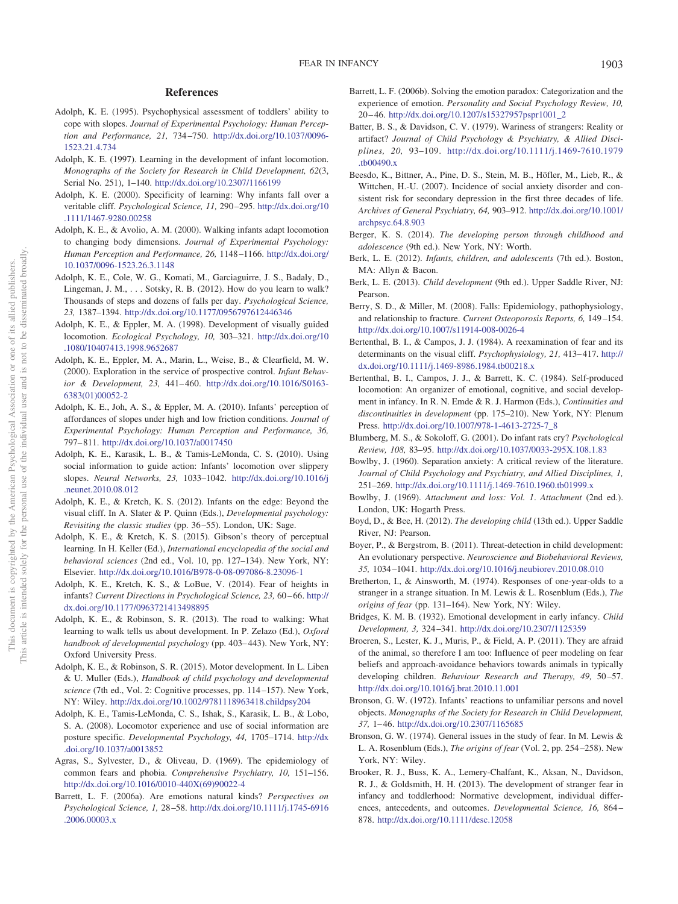## References

Adolph, K. E. (1995). Psychophysical assessment of toddlers' ability to cope with slopes. *Journal of Experimental Psychology: Human Perception and Performance, 21,* 734–750. http://dx.doi.org/10.1037/0096-1523.21.4.734

Adolph, K. E. (1997). Learning in the development of infant locomotion. *Monographs of the Society for Research in Child Development, 62*(3, Serial No. 251), 1–140. http://dx.doi.org/10.2307/1166199

Adolph, K. E. (2000). Specificity of learning: Why infants fall over a veritable cliff. *Psychological Science, 11,* 290–295. http://dx.doi.org/10.1111/1467-9280.00258

Adolph, K. E., & Avolio, A. M. (2000). Walking infants adapt locomotion to changing body dimensions. *Journal of Experimental Psychology: Human Perception and Performance, 26,* 1148–1166. http://dx.doi.org/10.1037/0096-1523.26.3.1148

Adolph, K. E., Cole, W. G., Komati, M., Garciaguirre, J. S., Badaly, D., Lingeman, J. M., . . . Sotsky, R. B. (2012). How do you learn to walk? Thousands of steps and dozens of falls per day. *Psychological Science, 23,* 1387–1394. http://dx.doi.org/10.1177/0956797612446346

Adolph, K. E., & Eppler, M. A. (1998). Development of visually guided locomotion. *Ecological Psychology, 10,* 303–321. http://dx.doi.org/10.1080/10407413.1998.9652687

Adolph, K. E., Eppler, M. A., Marin, L., Weise, B., & Clearfield, M. W. (2000). Exploration in the service of prospective control. *Infant Behavior & Development, 23,* 441–460. http://dx.doi.org/10.1016/S0163-6383(01)00052-2

Adolph, K. E., Joh, A. S., & Eppler, M. A. (2010). Infants' perception of affordances of slopes under high and low friction conditions. *Journal of Experimental Psychology: Human Perception and Performance, 36,* 797–811. http://dx.doi.org/10.1037/a0017450

Adolph, K. E., Karasik, L. B., & Tamis-LeMonda, C. S. (2010). Using social information to guide action: Infants' locomotion over slippery slopes. *Neural Networks, 23,* 1033–1042. http://dx.doi.org/10.1016/j.neunet.2010.08.012

Adolph, K. E., & Kretch, K. S. (2012). Infants on the edge: Beyond the visual cliff. In A. Slater & P. Quinn (Eds.), *Developmental psychology: Revisiting the classic studies* (pp. 36–55). London, UK: Sage.

Adolph, K. E., & Kretch, K. S. (2015). Gibson's theory of perceptual learning. In H. Keller (Ed.), *International encyclopedia of the social and behavioral sciences* (2nd ed., Vol. 10, pp. 127–134). New York, NY: Elsevier. http://dx.doi.org/10.1016/B978-0-08-097086-8.23096-1

Adolph, K. E., Kretch, K. S., & LoBue, V. (2014). Fear of heights in infants? *Current Directions in Psychological Science, 23,* 60–66. http://dx.doi.org/10.1177/0963721413498895

Adolph, K. E., & Robinson, S. R. (2013). The road to walking: What learning to walk tells us about development. In P. Zelazo (Ed.), *Oxford handbook of developmental psychology* (pp. 403–443). New York, NY: Oxford University Press.

Adolph, K. E., & Robinson, S. R. (2015). Motor development. In L. Liben & U. Muller (Eds.), *Handbook of child psychology and developmental science* (7th ed., Vol. 2: Cognitive processes, pp. 114–157). New York, NY: Wiley. http://dx.doi.org/10.1002/9781118963418.childpsy204

Adolph, K. E., Tamis-LeMonda, C. S., Ishak, S., Karasik, L. B., & Lobo, S. A. (2008). Locomotor experience and use of social information are posture specific. *Developmental Psychology, 44,* 1705–1714. http://dx.doi.org/10.1037/a0013852

Agras, S., Sylvester, D., & Oliveau, D. (1969). The epidemiology of common fears and phobia. *Comprehensive Psychiatry, 10,* 151–156. http://dx.doi.org/10.1016/0010-440X(69)90022-4

Barrett, L. F. (2006a). Are emotions natural kinds? *Perspectives on Psychological Science, 1,* 28–58. http://dx.doi.org/10.1111/j.1745-6916.2006.00003.x

Barrett, L. F. (2006b). Solving the emotion paradox: Categorization and the experience of emotion. *Personality and Social Psychology Review, 10,* 20–46. http://dx.doi.org/10.1207/s15327957pspr1001_2

Batter, B. S., & Davidson, C. V. (1979). Wariness of strangers: Reality or artifact? *Journal of Child Psychology & Psychiatry, & Allied Disciplines, 20,* 93–109. http://dx.doi.org/10.1111/j.1469-7610.1979.tb00490.x

Beesdo, K., Bittner, A., Pine, D. S., Stein, M. B., Höfler, M., Lieb, R., & Wittchen, H.-U. (2007). Incidence of social anxiety disorder and consistent risk for secondary depression in the first three decades of life. *Archives of General Psychiatry, 64,* 903–912. http://dx.doi.org/10.1001/archpsyc.64.8.903

Berger, K. S. (2014). *The developing person through childhood and adolescence* (9th ed.). New York, NY: Worth.

Berk, L. E. (2012). *Infants, children, and adolescents* (7th ed.). Boston, MA: Allyn & Bacon.

Berk, L. E. (2013). *Child development* (9th ed.). Upper Saddle River, NJ: Pearson.

Berry, S. D., & Miller, M. (2008). Falls: Epidemiology, pathophysiology, and relationship to fracture. *Current Osteoporosis Reports, 6,* 149–154. http://dx.doi.org/10.1007/s11914-008-0026-4

Bertenthal, B. I., & Campos, J. J. (1984). A reexamination of fear and its determinants on the visual cliff. *Psychophysiology, 21,* 413–417. http://dx.doi.org/10.1111/j.1469-8986.1984.tb00218.x

Bertenthal, B. I., Campos, J. J., & Barrett, K. C. (1984). Self-produced locomotion: An organizer of emotional, cognitive, and social development in infancy. In R. N. Emde & R. J. Harmon (Eds.), *Continuities and discontinuities in development* (pp. 175–210). New York, NY: Plenum Press. http://dx.doi.org/10.1007/978-1-4613-2725-7_8

Blumberg, M. S., & Sokoloff, G. (2001). Do infant rats cry? *Psychological Review, 108,* 83–95. http://dx.doi.org/10.1037/0033-295X.108.1.83

Bowlby, J. (1960). Separation anxiety: A critical review of the literature. *Journal of Child Psychology and Psychiatry, and Allied Disciplines, 1,* 251–269. http://dx.doi.org/10.1111/j.1469-7610.1960.tb01999.x

Bowlby, J. (1969). *Attachment and loss: Vol. 1. Attachment* (2nd ed.). London, UK: Hogarth Press.

Boyd, D., & Bee, H. (2012). *The developing child* (13th ed.). Upper Saddle River, NJ: Pearson.

Boyer, P., & Bergstrom, B. (2011). Threat-detection in child development: An evolutionary perspective. *Neuroscience and Biobehavioral Reviews, 35,* 1034–1041. http://dx.doi.org/10.1016/j.neubiorev.2010.08.010

Bretherton, I., & Ainsworth, M. (1974). Responses of one-year-olds to a stranger in a strange situation. In M. Lewis & L. Rosenblum (Eds.), *The origins of fear* (pp. 131–164). New York, NY: Wiley.

Bridges, K. M. B. (1932). Emotional development in early infancy. *Child Development, 3,* 324–341. http://dx.doi.org/10.2307/1125359

Broeren, S., Lester, K. J., Muris, P., & Field, A. P. (2011). They are afraid of the animal, so therefore I am too: Influence of peer modeling on fear beliefs and approach-avoidance behaviors towards animals in typically developing children. *Behaviour Research and Therapy, 49,* 50–57. http://dx.doi.org/10.1016/j.brat.2010.11.001

Bronson, G. W. (1972). Infants' reactions to unfamiliar persons and novel objects. *Monographs of the Society for Research in Child Development, 37,* 1–46. http://dx.doi.org/10.2307/1165685

Bronson, G. W. (1974). General issues in the study of fear. In M. Lewis & L. A. Rosenblum (Eds.), *The origins of fear* (Vol. 2, pp. 254–258). New York, NY: Wiley.

Brooker, R. J., Buss, K. A., Lemery-Chalfant, K., Aksan, N., Davidson, R. J., & Goldsmith, H. H. (2013). The development of stranger fear in infancy and toddlerhood: Normative development, individual differences, antecedents, and outcomes. *Developmental Science, 16,* 864–878. http://dx.doi.org/10.1111/desc.12058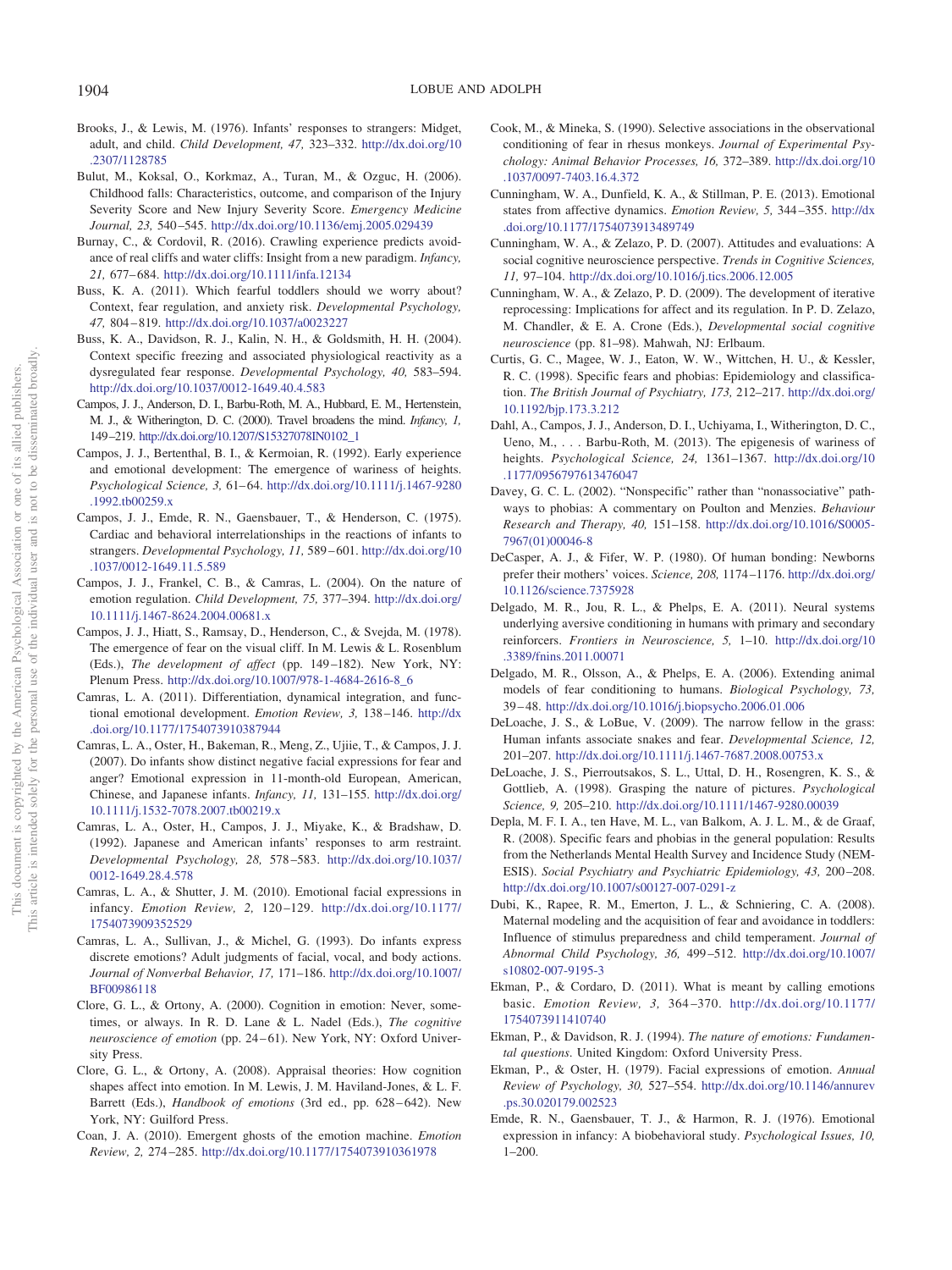Brooks, J., & Lewis, M. (1976). Infants' responses to strangers: Midget, adult, and child. *Child Development, 47,* 323–332. http://dx.doi.org/10.2307/1128785

Bulut, M., Koksal, O., Korkmaz, A., Turan, M., & Ozguc, H. (2006). Childhood falls: Characteristics, outcome, and comparison of the Injury Severity Score and New Injury Severity Score. *Emergency Medicine Journal, 23,* 540–545. http://dx.doi.org/10.1136/emj.2005.029439

Burnay, C., & Cordovil, R. (2016). Crawling experience predicts avoidance of real cliffs and water cliffs: Insight from a new paradigm. *Infancy, 21,* 677–684. http://dx.doi.org/10.1111/infa.12134

Buss, K. A. (2011). Which fearful toddlers should we worry about? Context, fear regulation, and anxiety risk. *Developmental Psychology, 47,* 804–819. http://dx.doi.org/10.1037/a0023227

Buss, K. A., Davidson, R. J., Kalin, N. H., & Goldsmith, H. H. (2004). Context specific freezing and associated physiological reactivity as a dysregulated fear response. *Developmental Psychology, 40,* 583–594. http://dx.doi.org/10.1037/0012-1649.40.4.583

Campos, J. J., Anderson, D. I., Barbu-Roth, M. A., Hubbard, E. M., Hertenstein, M. J., & Witherington, D. C. (2000). Travel broadens the mind. *Infancy, 1,* 149–219. http://dx.doi.org/10.1207/S15327078IN0102_1

Campos, J. J., Bertenthal, B. I., & Kermoian, R. (1992). Early experience and emotional development: The emergence of wariness of heights. *Psychological Science, 3,* 61–64. http://dx.doi.org/10.1111/j.1467-9280.1992.tb00259.x

Campos, J. J., Emde, R. N., Gaensbauer, T., & Henderson, C. (1975). Cardiac and behavioral interrelationships in the reactions of infants to strangers. *Developmental Psychology, 11,* 589–601. http://dx.doi.org/10.1037/0012-1649.11.5.589

Campos, J. J., Frankel, C. B., & Camras, L. (2004). On the nature of emotion regulation. *Child Development, 75,* 377–394. http://dx.doi.org/10.1111/j.1467-8624.2004.00681.x

Campos, J. J., Hiatt, S., Ramsay, D., Henderson, C., & Svejda, M. (1978). The emergence of fear on the visual cliff. In M. Lewis & L. Rosenblum (Eds.), *The development of affect* (pp. 149–182). New York, NY: Plenum Press. http://dx.doi.org/10.1007/978-1-4684-2616-8_6

Camras, L. A. (2011). Differentiation, dynamical integration, and functional emotional development. *Emotion Review, 3,* 138–146. http://dx.doi.org/10.1177/1754073910387944

Camras, L. A., Oster, H., Bakeman, R., Meng, Z., Ujiie, T., & Campos, J. J. (2007). Do infants show distinct negative facial expressions for fear and anger? Emotional expression in 11-month-old European, American, Chinese, and Japanese infants. *Infancy, 11,* 131–155. http://dx.doi.org/10.1111/j.1532-7078.2007.tb00219.x

Camras, L. A., Oster, H., Campos, J. J., Miyake, K., & Bradshaw, D. (1992). Japanese and American infants' responses to arm restraint. *Developmental Psychology, 28,* 578–583. http://dx.doi.org/10.1037/0012-1649.28.4.578

Camras, L. A., & Shutter, J. M. (2010). Emotional facial expressions in infancy. *Emotion Review, 2,* 120–129. http://dx.doi.org/10.1177/1754073909352529

Camras, L. A., Sullivan, J., & Michel, G. (1993). Do infants express discrete emotions? Adult judgments of facial, vocal, and body actions. *Journal of Nonverbal Behavior, 17,* 171–186. http://dx.doi.org/10.1007/BF00986118

Clore, G. L., & Ortony, A. (2000). Cognition in emotion: Never, sometimes, or always. In R. D. Lane & L. Nadel (Eds.), *The cognitive neuroscience of emotion* (pp. 24–61). New York, NY: Oxford University Press.

Clore, G. L., & Ortony, A. (2008). Appraisal theories: How cognition shapes affect into emotion. In M. Lewis, J. M. Haviland-Jones, & L. F. Barrett (Eds.), *Handbook of emotions* (3rd ed., pp. 628–642). New York, NY: Guilford Press.

Coan, J. A. (2010). Emergent ghosts of the emotion machine. *Emotion Review, 2,* 274–285. http://dx.doi.org/10.1177/1754073910361978

Cook, M., & Mineka, S. (1990). Selective associations in the observational conditioning of fear in rhesus monkeys. *Journal of Experimental Psychology: Animal Behavior Processes, 16,* 372–389. http://dx.doi.org/10.1037/0097-7403.16.4.372

Cunningham, W. A., Dunfield, K. A., & Stillman, P. E. (2013). Emotional states from affective dynamics. *Emotion Review, 5,* 344–355. http://dx.doi.org/10.1177/1754073913489749

Cunningham, W. A., & Zelazo, P. D. (2007). Attitudes and evaluations: A social cognitive neuroscience perspective. *Trends in Cognitive Sciences, 11,* 97–104. http://dx.doi.org/10.1016/j.tics.2006.12.005

Cunningham, W. A., & Zelazo, P. D. (2009). The development of iterative reprocessing: Implications for affect and its regulation. In P. D. Zelazo, M. Chandler, & E. A. Crone (Eds.), *Developmental social cognitive neuroscience* (pp. 81–98). Mahwah, NJ: Erlbaum.

Curtis, G. C., Magee, W. J., Eaton, W. W., Wittchen, H. U., & Kessler, R. C. (1998). Specific fears and phobias: Epidemiology and classification. *The British Journal of Psychiatry, 173,* 212–217. http://dx.doi.org/10.1192/bjp.173.3.212

Dahl, A., Campos, J. J., Anderson, D. I., Uchiyama, I., Witherington, D. C., Ueno, M., . . . Barbu-Roth, M. (2013). The epigenesis of wariness of heights. *Psychological Science, 24,* 1361–1367. http://dx.doi.org/10.1177/0956797613476047

Davey, G. C. L. (2002). "Nonspecific" rather than "nonassociative" pathways to phobias: A commentary on Poulton and Menzies. *Behaviour Research and Therapy, 40,* 151–158. http://dx.doi.org/10.1016/S0005-7967(01)00046-8

DeCasper, A. J., & Fifer, W. P. (1980). Of human bonding: Newborns prefer their mothers' voices. *Science, 208,* 1174–1176. http://dx.doi.org/10.1126/science.7375928

Delgado, M. R., Jou, R. L., & Phelps, E. A. (2011). Neural systems underlying aversive conditioning in humans with primary and secondary reinforcers. *Frontiers in Neuroscience, 5,* 1–10. http://dx.doi.org/10.3389/fnins.2011.00071

Delgado, M. R., Olsson, A., & Phelps, E. A. (2006). Extending animal models of fear conditioning to humans. *Biological Psychology, 73,* 39–48. http://dx.doi.org/10.1016/j.biopsycho.2006.01.006

DeLoache, J. S., & LoBue, V. (2009). The narrow fellow in the grass: Human infants associate snakes and fear. *Developmental Science, 12,* 201–207. http://dx.doi.org/10.1111/j.1467-7687.2008.00753.x

DeLoache, J. S., Pierroutsakos, S. L., Uttal, D. H., Rosengren, K. S., & Gottlieb, A. (1998). Grasping the nature of pictures. *Psychological Science, 9,* 205–210. http://dx.doi.org/10.1111/1467-9280.00039

Depla, M. F. I. A., ten Have, M. L., van Balkom, A. J. L. M., & de Graaf, R. (2008). Specific fears and phobias in the general population: Results from the Netherlands Mental Health Survey and Incidence Study (NEMESIS). *Social Psychiatry and Psychiatric Epidemiology, 43,* 200–208. http://dx.doi.org/10.1007/s00127-007-0291-z

Dubi, K., Rapee, R. M., Emerton, J. L., & Schniering, C. A. (2008). Maternal modeling and the acquisition of fear and avoidance in toddlers: Influence of stimulus preparedness and child temperament. *Journal of Abnormal Child Psychology, 36,* 499–512. http://dx.doi.org/10.1007/s10802-007-9195-3

Ekman, P., & Cordaro, D. (2011). What is meant by calling emotions basic. *Emotion Review, 3,* 364–370. http://dx.doi.org/10.1177/1754073911410740

Ekman, P., & Davidson, R. J. (1994). *The nature of emotions: Fundamental questions*. United Kingdom: Oxford University Press.

Ekman, P., & Oster, H. (1979). Facial expressions of emotion. *Annual Review of Psychology, 30,* 527–554. http://dx.doi.org/10.1146/annurev.ps.30.020179.002523

Emde, R. N., Gaensbauer, T. J., & Harmon, R. J. (1976). Emotional expression in infancy: A biobehavioral study. *Psychological Issues, 10,* 1–200.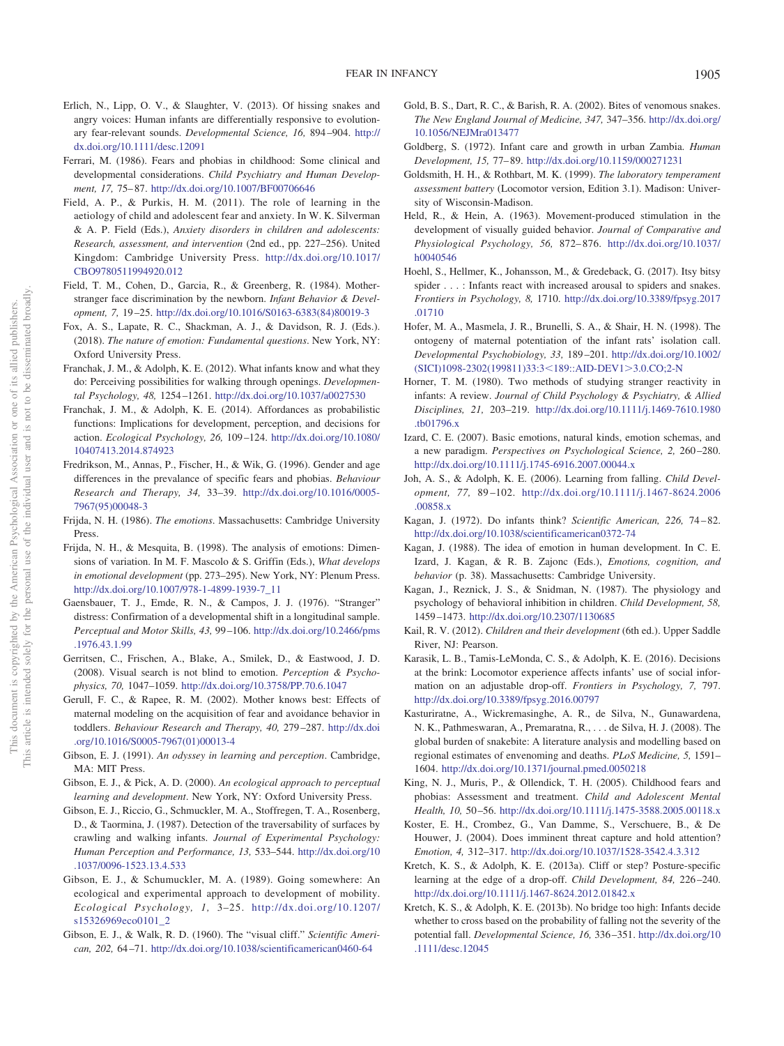Erlich, N., Lipp, O. V., & Slaughter, V. (2013). Of hissing snakes and angry voices: Human infants are differentially responsive to evolutionary fear-relevant sounds. *Developmental Science, 16,* 894–904. http://dx.doi.org/10.1111/desc.12091

Ferrari, M. (1986). Fears and phobias in childhood: Some clinical and developmental considerations. *Child Psychiatry and Human Development, 17,* 75–87. http://dx.doi.org/10.1007/BF00706646

Field, A. P., & Purkis, H. M. (2011). The role of learning in the aetiology of child and adolescent fear and anxiety. In W. K. Silverman & A. P. Field (Eds.), *Anxiety disorders in children and adolescents: Research, assessment, and intervention* (2nd ed., pp. 227–256). United Kingdom: Cambridge University Press. http://dx.doi.org/10.1017/CBO9780511994920.012

Field, T. M., Cohen, D., Garcia, R., & Greenberg, R. (1984). Mother-stranger face discrimination by the newborn. *Infant Behavior & Development, 7,* 19–25. http://dx.doi.org/10.1016/S0163-6383(84)80019-3

Fox, A. S., Lapate, R. C., Shackman, A. J., & Davidson, R. J. (Eds.). (2018). *The nature of emotion: Fundamental questions*. New York, NY: Oxford University Press.

Franchak, J. M., & Adolph, K. E. (2012). What infants know and what they do: Perceiving possibilities for walking through openings. *Developmental Psychology, 48,* 1254–1261. http://dx.doi.org/10.1037/a0027530

Franchak, J. M., & Adolph, K. E. (2014). Affordances as probabilistic functions: Implications for development, perception, and decisions for action. *Ecological Psychology, 26,* 109–124. http://dx.doi.org/10.1080/10407413.2014.874923

Fredrikson, M., Annas, P., Fischer, H., & Wik, G. (1996). Gender and age differences in the prevalance of specific fears and phobias. *Behaviour Research and Therapy, 34,* 33–39. http://dx.doi.org/10.1016/0005-7967(95)00048-3

Frijda, N. H. (1986). *The emotions*. Massachusetts: Cambridge University Press.

Frijda, N. H., & Mesquita, B. (1998). The analysis of emotions: Dimensions of variation. In M. F. Mascolo & S. Griffin (Eds.), *What develops in emotional development* (pp. 273–295). New York, NY: Plenum Press. http://dx.doi.org/10.1007/978-1-4899-1939-7_11

Gaensbauer, T. J., Emde, R. N., & Campos, J. J. (1976). "Stranger" distress: Confirmation of a developmental shift in a longitudinal sample. *Perceptual and Motor Skills, 43,* 99–106. http://dx.doi.org/10.2466/pms.1976.43.1.99

Gerritsen, C., Frischen, A., Blake, A., Smilek, D., & Eastwood, J. D. (2008). Visual search is not blind to emotion. *Perception & Psychophysics, 70,* 1047–1059. http://dx.doi.org/10.3758/PP.70.6.1047

Gerull, F. C., & Rapee, R. M. (2002). Mother knows best: Effects of maternal modeling on the acquisition of fear and avoidance behavior in toddlers. *Behaviour Research and Therapy, 40,* 279–287. http://dx.doi.org/10.1016/S0005-7967(01)00013-4

Gibson, E. J. (1991). *An odyssey in learning and perception*. Cambridge, MA: MIT Press.

Gibson, E. J., & Pick, A. D. (2000). *An ecological approach to perceptual learning and development*. New York, NY: Oxford University Press.

Gibson, E. J., Riccio, G., Schmuckler, M. A., Stoffregen, T. A., Rosenberg, D., & Taormina, J. (1987). Detection of the traversability of surfaces by crawling and walking infants. *Journal of Experimental Psychology: Human Perception and Performance, 13,* 533–544. http://dx.doi.org/10.1037/0096-1523.13.4.533

Gibson, E. J., & Schumuckler, M. A. (1989). Going somewhere: An ecological and experimental approach to development of mobility. *Ecological Psychology, 1,* 3–25. http://dx.doi.org/10.1207/s15326969eco0101_2

Gibson, E. J., & Walk, R. D. (1960). The "visual cliff." *Scientific American, 202,* 64–71. http://dx.doi.org/10.1038/scientificamerican0460-64

Gold, B. S., Dart, R. C., & Barish, R. A. (2002). Bites of venomous snakes. *The New England Journal of Medicine, 347,* 347–356. http://dx.doi.org/10.1056/NEJMra013477

Goldberg, S. (1972). Infant care and growth in urban Zambia. *Human Development, 15,* 77–89. http://dx.doi.org/10.1159/000271231

Goldsmith, H. H., & Rothbart, M. K. (1999). *The laboratory temperament assessment battery* (Locomotor version, Edition 3.1). Madison: University of Wisconsin-Madison.

Held, R., & Hein, A. (1963). Movement-produced stimulation in the development of visually guided behavior. *Journal of Comparative and Physiological Psychology, 56,* 872–876. http://dx.doi.org/10.1037/h0040546

Hoehl, S., Hellmer, K., Johansson, M., & Gredeback, G. (2017). Itsy bitsy spider . . . : Infants react with increased arousal to spiders and snakes. *Frontiers in Psychology, 8,* 1710. http://dx.doi.org/10.3389/fpsyg.2017.01710

Hofer, M. A., Masmela, J. R., Brunelli, S. A., & Shair, H. N. (1998). The ontogeny of maternal potentiation of the infant rats' isolation call. *Developmental Psychobiology, 33,* 189–201. http://dx.doi.org/10.1002/(SICI)1098-2302(199811)33:3<189::AID-DEV1>3.0.CO;2-N

Horner, T. M. (1980). Two methods of studying stranger reactivity in infants: A review. *Journal of Child Psychology & Psychiatry, & Allied Disciplines, 21,* 203–219. http://dx.doi.org/10.1111/j.1469-7610.1980.tb01796.x

Izard, C. E. (2007). Basic emotions, natural kinds, emotion schemas, and a new paradigm. *Perspectives on Psychological Science, 2,* 260–280. http://dx.doi.org/10.1111/j.1745-6916.2007.00044.x

Joh, A. S., & Adolph, K. E. (2006). Learning from falling. *Child Development, 77,* 89–102. http://dx.doi.org/10.1111/j.1467-8624.2006.00858.x

Kagan, J. (1972). Do infants think? *Scientific American, 226,* 74–82. http://dx.doi.org/10.1038/scientificamerican0372-74

Kagan, J. (1988). The idea of emotion in human development. In C. E. Izard, J. Kagan, & R. B. Zajonc (Eds.), *Emotions, cognition, and behavior* (p. 38). Massachusetts: Cambridge University.

Kagan, J., Reznick, J. S., & Snidman, N. (1987). The physiology and psychology of behavioral inhibition in children. *Child Development, 58,* 1459–1473. http://dx.doi.org/10.2307/1130685

Kail, R. V. (2012). *Children and their development* (6th ed.). Upper Saddle River, NJ: Pearson.

Karasik, L. B., Tamis-LeMonda, C. S., & Adolph, K. E. (2016). Decisions at the brink: Locomotor experience affects infants' use of social information on an adjustable drop-off. *Frontiers in Psychology, 7,* 797. http://dx.doi.org/10.3389/fpsyg.2016.00797

Kasturiratne, A., Wickremasinghe, A. R., de Silva, N., Gunawardena, N. K., Pathmeswaran, A., Premaratna, R., . . . de Silva, H. J. (2008). The global burden of snakebite: A literature analysis and modelling based on regional estimates of envenoming and deaths. *PLoS Medicine, 5,* 1591–1604. http://dx.doi.org/10.1371/journal.pmed.0050218

King, N. J., Muris, P., & Ollendick, T. H. (2005). Childhood fears and phobias: Assessment and treatment. *Child and Adolescent Mental Health, 10,* 50–56. http://dx.doi.org/10.1111/j.1475-3588.2005.00118.x

Koster, E. H., Crombez, G., Van Damme, S., Verschuere, B., & De Houwer, J. (2004). Does imminent threat capture and hold attention? *Emotion, 4,* 312–317. http://dx.doi.org/10.1037/1528-3542.4.3.312

Kretch, K. S., & Adolph, K. E. (2013a). Cliff or step? Posture-specific learning at the edge of a drop-off. *Child Development, 84,* 226–240. http://dx.doi.org/10.1111/j.1467-8624.2012.01842.x

Kretch, K. S., & Adolph, K. E. (2013b). No bridge too high: Infants decide whether to cross based on the probability of falling not the severity of the potential fall. *Developmental Science, 16,* 336–351. http://dx.doi.org/10.1111/desc.12045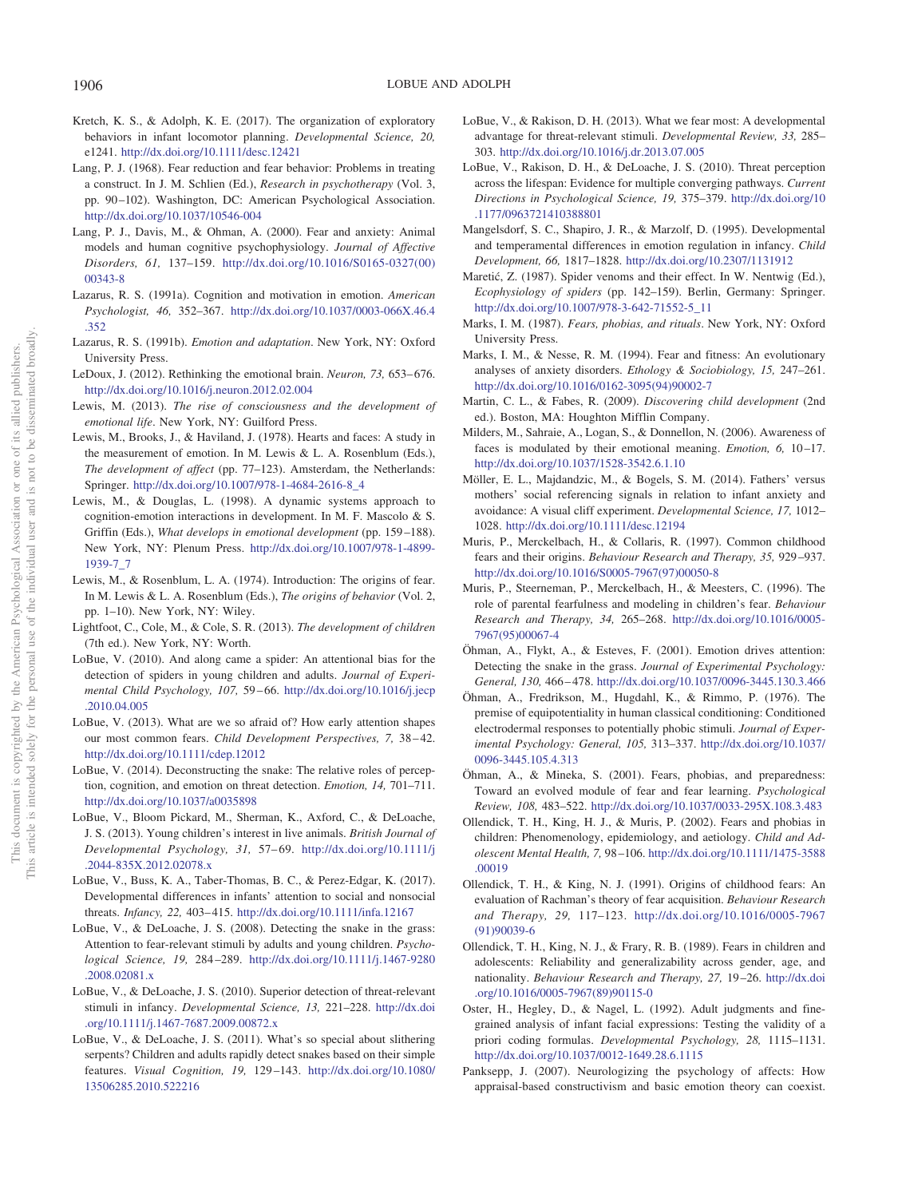Kretch, K. S., & Adolph, K. E. (2017). The organization of exploratory behaviors in infant locomotor planning. *Developmental Science, 20,* e1241. http://dx.doi.org/10.1111/desc.12421

Lang, P. J. (1968). Fear reduction and fear behavior: Problems in treating a construct. In J. M. Schlien (Ed.), *Research in psychotherapy* (Vol. 3, pp. 90–102). Washington, DC: American Psychological Association. http://dx.doi.org/10.1037/10546-004

Lang, P. J., Davis, M., & Ohman, A. (2000). Fear and anxiety: Animal models and human cognitive psychophysiology. *Journal of Affective Disorders, 61,* 137–159. http://dx.doi.org/10.1016/S0165-0327(00)00343-8

Lazarus, R. S. (1991a). Cognition and motivation in emotion. *American Psychologist, 46,* 352–367. http://dx.doi.org/10.1037/0003-066X.46.4.352

Lazarus, R. S. (1991b). *Emotion and adaptation*. New York, NY: Oxford University Press.

LeDoux, J. (2012). Rethinking the emotional brain. *Neuron, 73,* 653–676. http://dx.doi.org/10.1016/j.neuron.2012.02.004

Lewis, M. (2013). *The rise of consciousness and the development of emotional life*. New York, NY: Guilford Press.

Lewis, M., Brooks, J., & Haviland, J. (1978). Hearts and faces: A study in the measurement of emotion. In M. Lewis & L. A. Rosenblum (Eds.), *The development of affect* (pp. 77–123). Amsterdam, the Netherlands: Springer. http://dx.doi.org/10.1007/978-1-4684-2616-8_4

Lewis, M., & Douglas, L. (1998). A dynamic systems approach to cognition-emotion interactions in development. In M. F. Mascolo & S. Griffin (Eds.), *What develops in emotional development* (pp. 159–188). New York, NY: Plenum Press. http://dx.doi.org/10.1007/978-1-4899-1939-7_7

Lewis, M., & Rosenblum, L. A. (1974). Introduction: The origins of fear. In M. Lewis & L. A. Rosenblum (Eds.), *The origins of behavior* (Vol. 2, pp. 1–10). New York, NY: Wiley.

Lightfoot, C., Cole, M., & Cole, S. R. (2013). *The development of children* (7th ed.). New York, NY: Worth.

LoBue, V. (2010). And along came a spider: An attentional bias for the detection of spiders in young children and adults. *Journal of Experimental Child Psychology, 107,* 59–66. http://dx.doi.org/10.1016/j.jecp.2010.04.005

LoBue, V. (2013). What are we so afraid of? How early attention shapes our most common fears. *Child Development Perspectives, 7,* 38–42. http://dx.doi.org/10.1111/cdep.12012

LoBue, V. (2014). Deconstructing the snake: The relative roles of perception, cognition, and emotion on threat detection. *Emotion, 14,* 701–711. http://dx.doi.org/10.1037/a0035898

LoBue, V., Bloom Pickard, M., Sherman, K., Axford, C., & DeLoache, J. S. (2013). Young children's interest in live animals. *British Journal of Developmental Psychology, 31,* 57–69. http://dx.doi.org/10.1111/j.2044-835X.2012.02078.x

LoBue, V., Buss, K. A., Taber-Thomas, B. C., & Perez-Edgar, K. (2017). Developmental differences in infants' attention to social and nonsocial threats. *Infancy, 22,* 403–415. http://dx.doi.org/10.1111/infa.12167

LoBue, V., & DeLoache, J. S. (2008). Detecting the snake in the grass: Attention to fear-relevant stimuli by adults and young children. *Psychological Science, 19,* 284–289. http://dx.doi.org/10.1111/j.1467-9280.2008.02081.x

LoBue, V., & DeLoache, J. S. (2010). Superior detection of threat-relevant stimuli in infancy. *Developmental Science, 13,* 221–228. http://dx.doi.org/10.1111/j.1467-7687.2009.00872.x

LoBue, V., & DeLoache, J. S. (2011). What's so special about slithering serpents? Children and adults rapidly detect snakes based on their simple features. *Visual Cognition, 19,* 129–143. http://dx.doi.org/10.1080/13506285.2010.522216

LoBue, V., & Rakison, D. H. (2013). What we fear most: A developmental advantage for threat-relevant stimuli. *Developmental Review, 33,* 285–303. http://dx.doi.org/10.1016/j.dr.2013.07.005

LoBue, V., Rakison, D. H., & DeLoache, J. S. (2010). Threat perception across the lifespan: Evidence for multiple converging pathways. *Current Directions in Psychological Science, 19,* 375–379. http://dx.doi.org/10.1177/0963721410388801

Mangelsdorf, S. C., Shapiro, J. R., & Marzolf, D. (1995). Developmental and temperamental differences in emotion regulation in infancy. *Child Development, 66,* 1817–1828. http://dx.doi.org/10.2307/1131912

Maretić, Z. (1987). Spider venoms and their effect. In W. Nentwig (Ed.), *Ecophysiology of spiders* (pp. 142–159). Berlin, Germany: Springer. http://dx.doi.org/10.1007/978-3-642-71552-5_11

Marks, I. M. (1987). *Fears, phobias, and rituals*. New York, NY: Oxford University Press.

Marks, I. M., & Nesse, R. M. (1994). Fear and fitness: An evolutionary analyses of anxiety disorders. *Ethology & Sociobiology, 15,* 247–261. http://dx.doi.org/10.1016/0162-3095(94)90002-7

Martin, C. L., & Fabes, R. (2009). *Discovering child development* (2nd ed.). Boston, MA: Houghton Mifflin Company.

Milders, M., Sahraie, A., Logan, S., & Donnellon, N. (2006). Awareness of faces is modulated by their emotional meaning. *Emotion, 6,* 10–17. http://dx.doi.org/10.1037/1528-3542.6.1.10

Möller, E. L., Majdandzic, M., & Bogels, S. M. (2014). Fathers' versus mothers' social referencing signals in relation to infant anxiety and avoidance: A visual cliff experiment. *Developmental Science, 17,* 1012–1028. http://dx.doi.org/10.1111/desc.12194

Muris, P., Merckelbach, H., & Collaris, R. (1997). Common childhood fears and their origins. *Behaviour Research and Therapy, 35,* 929–937. http://dx.doi.org/10.1016/S0005-7967(97)00050-8

Muris, P., Steerneman, P., Merckelbach, H., & Meesters, C. (1996). The role of parental fearfulness and modeling in children's fear. *Behaviour Research and Therapy, 34,* 265–268. http://dx.doi.org/10.1016/0005-7967(95)00067-4

Öhman, A., Flykt, A., & Esteves, F. (2001). Emotion drives attention: Detecting the snake in the grass. *Journal of Experimental Psychology: General, 130,* 466–478. http://dx.doi.org/10.1037/0096-3445.130.3.466

Öhman, A., Fredrikson, M., Hugdahl, K., & Rimmo, P. (1976). The premise of equipotentiality in human classical conditioning: Conditioned electrodermal responses to potentially phobic stimuli. *Journal of Experimental Psychology: General, 105,* 313–337. http://dx.doi.org/10.1037/0096-3445.105.4.313

Öhman, A., & Mineka, S. (2001). Fears, phobias, and preparedness: Toward an evolved module of fear and fear learning. *Psychological Review, 108,* 483–522. http://dx.doi.org/10.1037/0033-295X.108.3.483

Ollendick, T. H., King, H. J., & Muris, P. (2002). Fears and phobias in children: Phenomenology, epidemiology, and aetiology. *Child and Adolescent Mental Health, 7,* 98–106. http://dx.doi.org/10.1111/1475-3588.00019

Ollendick, T. H., & King, N. J. (1991). Origins of childhood fears: An evaluation of Rachman's theory of fear acquisition. *Behaviour Research and Therapy, 29,* 117–123. http://dx.doi.org/10.1016/0005-7967(91)90039-6

Ollendick, T. H., King, N. J., & Frary, R. B. (1989). Fears in children and adolescents: Reliability and generalizability across gender, age, and nationality. *Behaviour Research and Therapy, 27,* 19–26. http://dx.doi.org/10.1016/0005-7967(89)90115-0

Oster, H., Hegley, D., & Nagel, L. (1992). Adult judgments and fine-grained analysis of infant facial expressions: Testing the validity of a priori coding formulas. *Developmental Psychology, 28,* 1115–1131. http://dx.doi.org/10.1037/0012-1649.28.6.1115

Panksepp, J. (2007). Neurologizing the psychology of affects: How appraisal-based constructivism and basic emotion theory can coexist.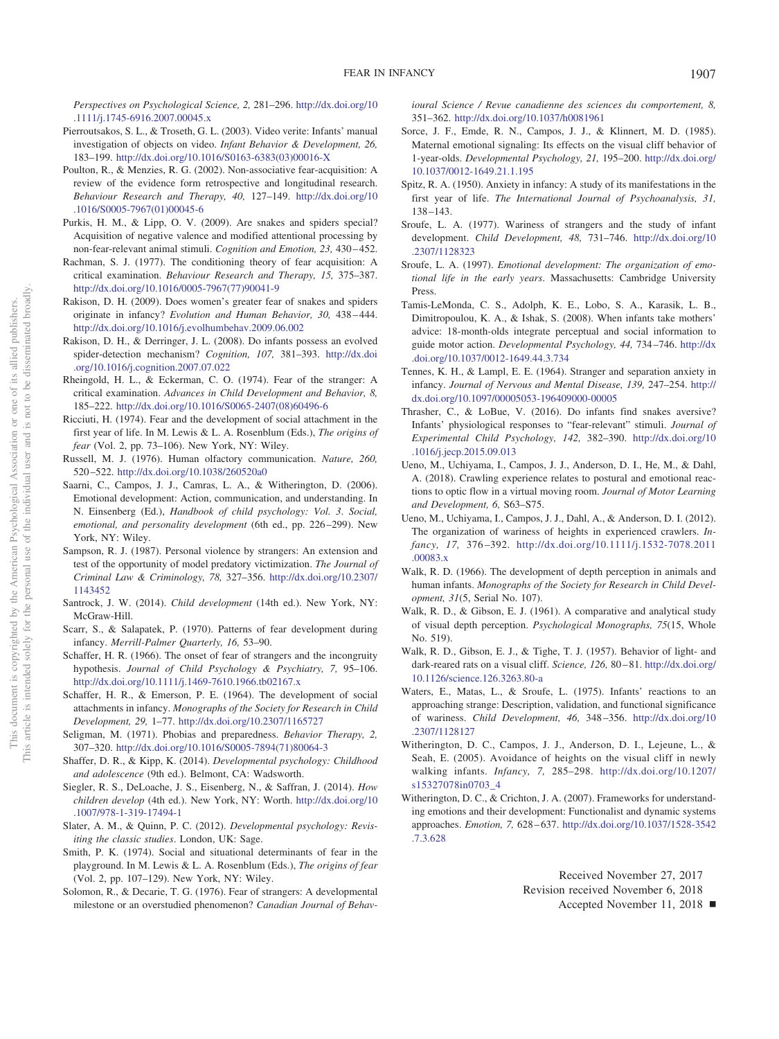Perspectives on Psychological Science, 2, 281–296. http://dx.doi.org/10.1111/j.1745-6916.2007.00045.x

Pierroutsakos, S. L., & Troseth, G. L. (2003). Video verite: Infants' manual investigation of objects on video. *Infant Behavior & Development, 26,* 183–199. http://dx.doi.org/10.1016/S0163-6383(03)00016-X

Poulton, R., & Menzies, R. G. (2002). Non-associative fear-acquisition: A review of the evidence form retrospective and longitudinal research. *Behaviour Research and Therapy, 40,* 127–149. http://dx.doi.org/10.1016/S0005-7967(01)00045-6

Purkis, H. M., & Lipp, O. V. (2009). Are snakes and spiders special? Acquisition of negative valence and modified attentional processing by non-fear-relevant animal stimuli. *Cognition and Emotion, 23,* 430–452.

Rachman, S. J. (1977). The conditioning theory of fear acquisition: A critical examination. *Behaviour Research and Therapy, 15,* 375–387. http://dx.doi.org/10.1016/0005-7967(77)90041-9

Rakison, D. H. (2009). Does women's greater fear of snakes and spiders originate in infancy? *Evolution and Human Behavior, 30,* 438–444. http://dx.doi.org/10.1016/j.evolhumbehav.2009.06.002

Rakison, D. H., & Derringer, J. L. (2008). Do infants possess an evolved spider-detection mechanism? *Cognition, 107,* 381–393. http://dx.doi.org/10.1016/j.cognition.2007.07.022

Rheingold, H. L., & Eckerman, C. O. (1974). Fear of the stranger: A critical examination. *Advances in Child Development and Behavior, 8,* 185–222. http://dx.doi.org/10.1016/S0065-2407(08)60496-6

Ricciuti, H. (1974). Fear and the development of social attachment in the first year of life. In M. Lewis & L. A. Rosenblum (Eds.), *The origins of fear* (Vol. 2, pp. 73–106). New York, NY: Wiley.

Russell, M. J. (1976). Human olfactory communication. *Nature, 260,* 520–522. http://dx.doi.org/10.1038/260520a0

Saarni, C., Campos, J. J., Camras, L. A., & Witherington, D. (2006). Emotional development: Action, communication, and understanding. In N. Eisenberg (Ed.), *Handbook of child psychology: Vol. 3. Social, emotional, and personality development* (6th ed., pp. 226–299). New York, NY: Wiley.

Sampson, R. J. (1987). Personal violence by strangers: An extension and test of the opportunity of model predatory victimization. *The Journal of Criminal Law & Criminology, 78,* 327–356. http://dx.doi.org/10.2307/1143452

Santrock, J. W. (2014). *Child development* (14th ed.). New York, NY: McGraw-Hill.

Scarr, S., & Salapatek, P. (1970). Patterns of fear development during infancy. *Merrill-Palmer Quarterly, 16,* 53–90.

Schaffer, H. R. (1966). The onset of fear of strangers and the incongruity hypothesis. *Journal of Child Psychology & Psychiatry, 7,* 95–106. http://dx.doi.org/10.1111/j.1469-7610.1966.tb02167.x

Schaffer, H. R., & Emerson, P. E. (1964). The development of social attachments in infancy. *Monographs of the Society for Research in Child Development, 29,* 1–77. http://dx.doi.org/10.2307/1165727

Seligman, M. (1971). Phobias and preparedness. *Behavior Therapy, 2,* 307–320. http://dx.doi.org/10.1016/S0005-7894(71)80064-3

Shaffer, D. R., & Kipp, K. (2014). *Developmental psychology: Childhood and adolescence* (9th ed.). Belmont, CA: Wadsworth.

Siegler, R. S., DeLoache, J. S., Eisenberg, N., & Saffran, J. (2014). *How children develop* (4th ed.). New York, NY: Worth. http://dx.doi.org/10.1007/978-1-319-17494-1

Slater, A. M., & Quinn, P. C. (2012). *Developmental psychology: Revisiting the classic studies*. London, UK: Sage.

Smith, P. K. (1974). Social and situational determinants of fear in the playground. In M. Lewis & L. A. Rosenblum (Eds.), *The origins of fear* (Vol. 2, pp. 107–129). New York, NY: Wiley.

Solomon, R., & Decarie, T. G. (1976). Fear of strangers: A developmental milestone or an overstudied phenomenon? *Canadian Journal of Behavioural Science / Revue canadienne des sciences du comportement, 8,* 351–362. http://dx.doi.org/10.1037/h0081961

Sorce, J. F., Emde, R. N., Campos, J. J., & Klinnert, M. D. (1985). Maternal emotional signaling: Its effects on the visual cliff behavior of 1-year-olds. *Developmental Psychology, 21,* 195–200. http://dx.doi.org/10.1037/0012-1649.21.1.195

Spitz, R. A. (1950). Anxiety in infancy: A study of its manifestations in the first year of life. *The International Journal of Psychoanalysis, 31,* 138–143.

Sroufe, L. A. (1977). Wariness of strangers and the study of infant development. *Child Development, 48,* 731–746. http://dx.doi.org/10.2307/1128323

Sroufe, L. A. (1997). *Emotional development: The organization of emotional life in the early years*. Massachusetts: Cambridge University Press.

Tamis-LeMonda, C. S., Adolph, K. E., Lobo, S. A., Karasik, L. B., Dimitropoulou, K. A., & Ishak, S. (2008). When infants take mothers' advice: 18-month-olds integrate perceptual and social information to guide motor action. *Developmental Psychology, 44,* 734–746. http://dx.doi.org/10.1037/0012-1649.44.3.734

Tennes, K. H., & Lampl, E. E. (1964). Stranger and separation anxiety in infancy. *Journal of Nervous and Mental Disease, 139,* 247–254. http://dx.doi.org/10.1097/00005053-196409000-00005

Thrasher, C., & LoBue, V. (2016). Do infants find snakes aversive? Infants' physiological responses to "fear-relevant" stimuli. *Journal of Experimental Child Psychology, 142,* 382–390. http://dx.doi.org/10.1016/j.jecp.2015.09.013

Ueno, M., Uchiyama, I., Campos, J. J., Anderson, D. I., He, M., & Dahl, A. (2018). Crawling experience relates to postural and emotional reactions to optic flow in a virtual moving room. *Journal of Motor Learning and Development, 6,* S63–S75.

Ueno, M., Uchiyama, I., Campos, J. J., Dahl, A., & Anderson, D. I. (2012). The organization of wariness of heights in experienced crawlers. *Infancy, 17,* 376–392. http://dx.doi.org/10.1111/j.1532-7078.2011.00083.x

Walk, R. D. (1966). The development of depth perception in animals and human infants. *Monographs of the Society for Research in Child Development, 31*(5, Serial No. 107).

Walk, R. D., & Gibson, E. J. (1961). A comparative and analytical study of visual depth perception. *Psychological Monographs, 75*(15, Whole No. 519).

Walk, R. D., Gibson, E. J., & Tighe, T. J. (1957). Behavior of light- and dark-reared rats on a visual cliff. *Science, 126,* 80–81. http://dx.doi.org/10.1126/science.126.3263.80-a

Waters, E., Matas, L., & Sroufe, L. (1975). Infants' reactions to an approaching strange: Description, validation, and functional significance of wariness. *Child Development, 46,* 348–356. http://dx.doi.org/10.2307/1128127

Witherington, D. C., Campos, J. J., Anderson, D. I., Lejeune, L., & Seah, E. (2005). Avoidance of heights on the visual cliff in newly walking infants. *Infancy, 7,* 285–298. http://dx.doi.org/10.1207/s15327078in0703_4

Witherington, D. C., & Crichton, J. A. (2007). Frameworks for understanding emotions and their development: Functionalist and dynamic systems approaches. *Emotion, 7,* 628–637. http://dx.doi.org/10.1037/1528-3542.7.3.628

Received November 27, 2017
Revision received November 6, 2018
Accepted November 11, 2018 ■